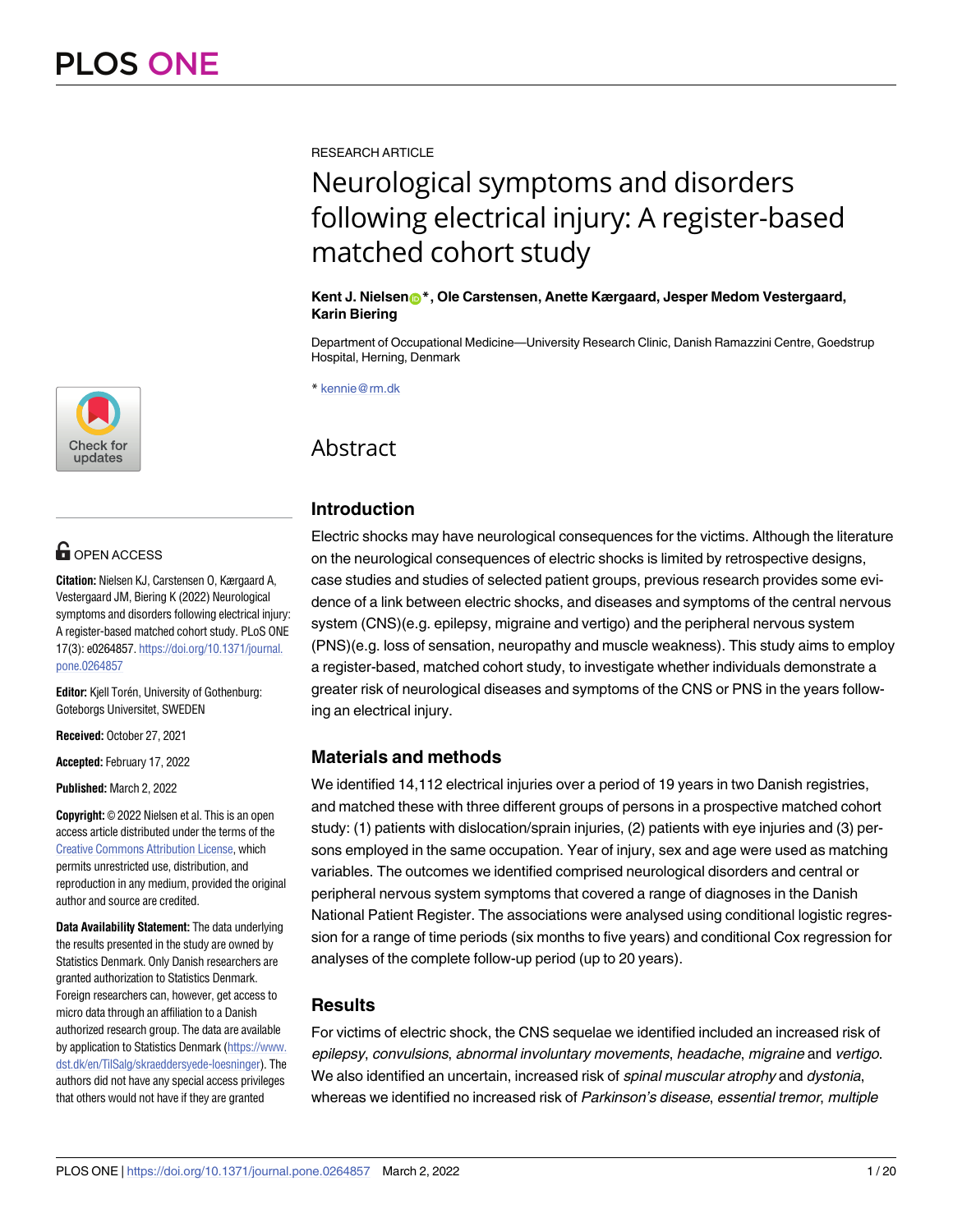RESEARCH ARTICLE

# Neurological symptoms and disorders following electrical injury: A register-based matched cohort study

**Kent J. Nielsen*, Ole Carstensen, Anette Kærgaard, Jesper Medom Vestergaard, Karin Biering**

Department of Occupational Medicine—University Research Clinic, Danish Ramazzini Centre, Goedstrup Hospital, Herning, Denmark

* kennie@rm.dk

OPEN ACCESS

**Citation:** Nielsen KJ, Carstensen O, Kærgaard A, Vestergaard JM, Biering K (2022) Neurological symptoms and disorders following electrical injury: A register-based matched cohort study. PLoS ONE 17(3): e0264857. https://doi.org/10.1371/journal.pone.0264857

**Editor:** Kjell Torén, University of Gothenburg: Goteborgs Universitet, SWEDEN

**Received:** October 27, 2021

**Accepted:** February 17, 2022

**Published:** March 2, 2022

**Copyright:** © 2022 Nielsen et al. This is an open access article distributed under the terms of the Creative Commons Attribution License, which permits unrestricted use, distribution, and reproduction in any medium, provided the original author and source are credited.

**Data Availability Statement:** The data underlying the results presented in the study are owned by Statistics Denmark. Only Danish researchers are granted authorization to Statistics Denmark. Foreign researchers can, however, get access to micro data through an affiliation to a Danish authorized research group. The data are available by application to Statistics Denmark (https://www.dst.dk/en/TilSalg/skraeddersyede-loesninger). The authors did not have any special access privileges that others would not have if they are granted

## Abstract

### Introduction

Electric shocks may have neurological consequences for the victims. Although the literature on the neurological consequences of electric shocks is limited by retrospective designs, case studies and studies of selected patient groups, previous research provides some evidence of a link between electric shocks, and diseases and symptoms of the central nervous system (CNS)(e.g. epilepsy, migraine and vertigo) and the peripheral nervous system (PNS)(e.g. loss of sensation, neuropathy and muscle weakness). This study aims to employ a register-based, matched cohort study, to investigate whether individuals demonstrate a greater risk of neurological diseases and symptoms of the CNS or PNS in the years following an electrical injury.

### Materials and methods

We identified 14,112 electrical injuries over a period of 19 years in two Danish registries, and matched these with three different groups of persons in a prospective matched cohort study: (1) patients with dislocation/sprain injuries, (2) patients with eye injuries and (3) persons employed in the same occupation. Year of injury, sex and age were used as matching variables. The outcomes we identified comprised neurological disorders and central or peripheral nervous system symptoms that covered a range of diagnoses in the Danish National Patient Register. The associations were analysed using conditional logistic regression for a range of time periods (six months to five years) and conditional Cox regression for analyses of the complete follow-up period (up to 20 years).

### Results

For victims of electric shock, the CNS sequelae we identified included an increased risk of *epilepsy*, *convulsions*, *abnormal involuntary movements*, *headache*, *migraine* and *vertigo*. We also identified an uncertain, increased risk of *spinal muscular atrophy* and *dystonia*, whereas we identified no increased risk of *Parkinson's disease*, *essential tremor*, *multiple*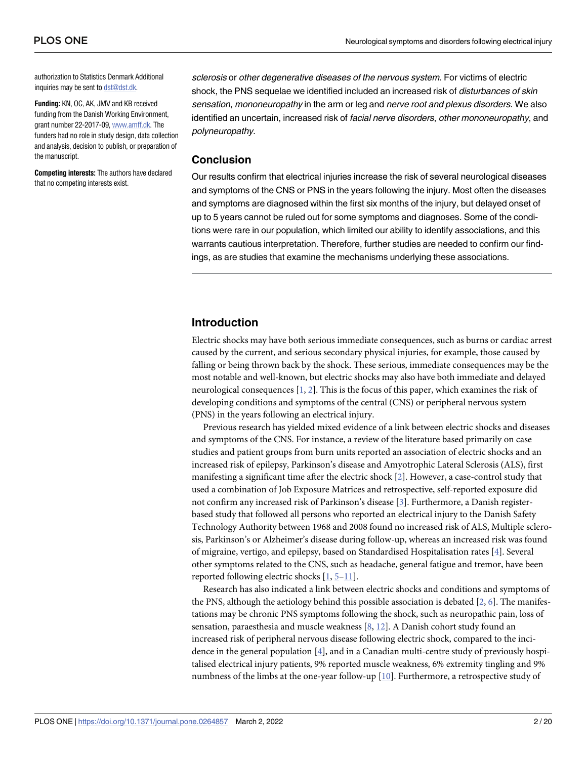authorization to Statistics Denmark Additional inquiries may be sent to dst@dst.dk.

**Funding:** KN, OC, AK, JMV and KB received funding from the Danish Working Environment, grant number 22-2017-09, www.amff.dk. The funders had no role in study design, data collection and analysis, decision to publish, or preparation of the manuscript.

**Competing interests:** The authors have declared that no competing interests exist.

*sclerosis* or *other degenerative diseases of the nervous system*. For victims of electric shock, the PNS sequelae we identified included an increased risk of *disturbances of skin sensation*, *mononeuropathy* in the arm or leg and *nerve root and plexus disorders*. We also identified an uncertain, increased risk of *facial nerve disorders*, *other mononeuropathy*, and *polyneuropathy*.

### Conclusion

Our results confirm that electrical injuries increase the risk of several neurological diseases and symptoms of the CNS or PNS in the years following the injury. Most often the diseases and symptoms are diagnosed within the first six months of the injury, but delayed onset of up to 5 years cannot be ruled out for some symptoms and diagnoses. Some of the conditions were rare in our population, which limited our ability to identify associations, and this warrants cautious interpretation. Therefore, further studies are needed to confirm our findings, as are studies that examine the mechanisms underlying these associations.

## Introduction

Electric shocks may have both serious immediate consequences, such as burns or cardiac arrest caused by the current, and serious secondary physical injuries, for example, those caused by falling or being thrown back by the shock. These serious, immediate consequences may be the most notable and well-known, but electric shocks may also have both immediate and delayed neurological consequences [1, 2]. This is the focus of this paper, which examines the risk of developing conditions and symptoms of the central (CNS) or peripheral nervous system (PNS) in the years following an electrical injury.

Previous research has yielded mixed evidence of a link between electric shocks and diseases and symptoms of the CNS. For instance, a review of the literature based primarily on case studies and patient groups from burn units reported an association of electric shocks and an increased risk of epilepsy, Parkinson's disease and Amyotrophic Lateral Sclerosis (ALS), first manifesting a significant time after the electric shock [2]. However, a case-control study that used a combination of Job Exposure Matrices and retrospective, self-reported exposure did not confirm any increased risk of Parkinson's disease [3]. Furthermore, a Danish register-based study that followed all persons who reported an electrical injury to the Danish Safety Technology Authority between 1968 and 2008 found no increased risk of ALS, Multiple sclerosis, Parkinson's or Alzheimer's disease during follow-up, whereas an increased risk was found of migraine, vertigo, and epilepsy, based on Standardised Hospitalisation rates [4]. Several other symptoms related to the CNS, such as headache, general fatigue and tremor, have been reported following electric shocks [1, 5–11].

Research has also indicated a link between electric shocks and conditions and symptoms of the PNS, although the aetiology behind this possible association is debated [2, 6]. The manifestations may be chronic PNS symptoms following the shock, such as neuropathic pain, loss of sensation, paraesthesia and muscle weakness [8, 12]. A Danish cohort study found an increased risk of peripheral nervous disease following electric shock, compared to the incidence in the general population [4], and in a Canadian multi-centre study of previously hospitalised electrical injury patients, 9% reported muscle weakness, 6% extremity tingling and 9% numbness of the limbs at the one-year follow-up [10]. Furthermore, a retrospective study of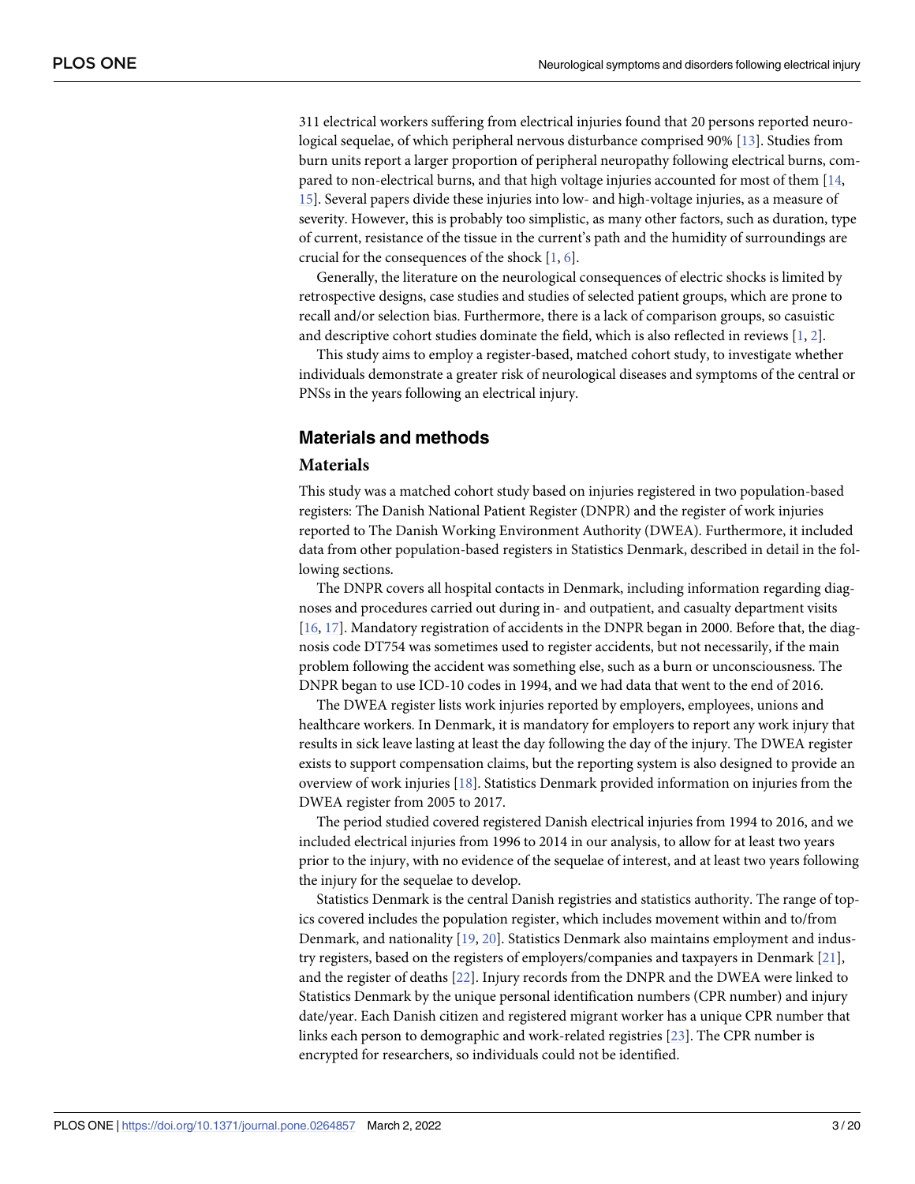311 electrical workers suffering from electrical injuries found that 20 persons reported neurological sequelae, of which peripheral nervous disturbance comprised 90% [13]. Studies from burn units report a larger proportion of peripheral neuropathy following electrical burns, compared to non-electrical burns, and that high voltage injuries accounted for most of them [14, 15]. Several papers divide these injuries into low- and high-voltage injuries, as a measure of severity. However, this is probably too simplistic, as many other factors, such as duration, type of current, resistance of the tissue in the current's path and the humidity of surroundings are crucial for the consequences of the shock [1, 6].

Generally, the literature on the neurological consequences of electric shocks is limited by retrospective designs, case studies and studies of selected patient groups, which are prone to recall and/or selection bias. Furthermore, there is a lack of comparison groups, so casuistic and descriptive cohort studies dominate the field, which is also reflected in reviews [1, 2].

This study aims to employ a register-based, matched cohort study, to investigate whether individuals demonstrate a greater risk of neurological diseases and symptoms of the central or PNSs in the years following an electrical injury.

## Materials and methods

### Materials

This study was a matched cohort study based on injuries registered in two population-based registers: The Danish National Patient Register (DNPR) and the register of work injuries reported to The Danish Working Environment Authority (DWEA). Furthermore, it included data from other population-based registers in Statistics Denmark, described in detail in the following sections.

The DNPR covers all hospital contacts in Denmark, including information regarding diagnoses and procedures carried out during in- and outpatient, and casualty department visits [16, 17]. Mandatory registration of accidents in the DNPR began in 2000. Before that, the diagnosis code DT754 was sometimes used to register accidents, but not necessarily, if the main problem following the accident was something else, such as a burn or unconsciousness. The DNPR began to use ICD-10 codes in 1994, and we had data that went to the end of 2016.

The DWEA register lists work injuries reported by employers, employees, unions and healthcare workers. In Denmark, it is mandatory for employers to report any work injury that results in sick leave lasting at least the day following the day of the injury. The DWEA register exists to support compensation claims, but the reporting system is also designed to provide an overview of work injuries [18]. Statistics Denmark provided information on injuries from the DWEA register from 2005 to 2017.

The period studied covered registered Danish electrical injuries from 1994 to 2016, and we included electrical injuries from 1996 to 2014 in our analysis, to allow for at least two years prior to the injury, with no evidence of the sequelae of interest, and at least two years following the injury for the sequelae to develop.

Statistics Denmark is the central Danish registries and statistics authority. The range of topics covered includes the population register, which includes movement within and to/from Denmark, and nationality [19, 20]. Statistics Denmark also maintains employment and industry registers, based on the registers of employers/companies and taxpayers in Denmark [21], and the register of deaths [22]. Injury records from the DNPR and the DWEA were linked to Statistics Denmark by the unique personal identification numbers (CPR number) and injury date/year. Each Danish citizen and registered migrant worker has a unique CPR number that links each person to demographic and work-related registries [23]. The CPR number is encrypted for researchers, so individuals could not be identified.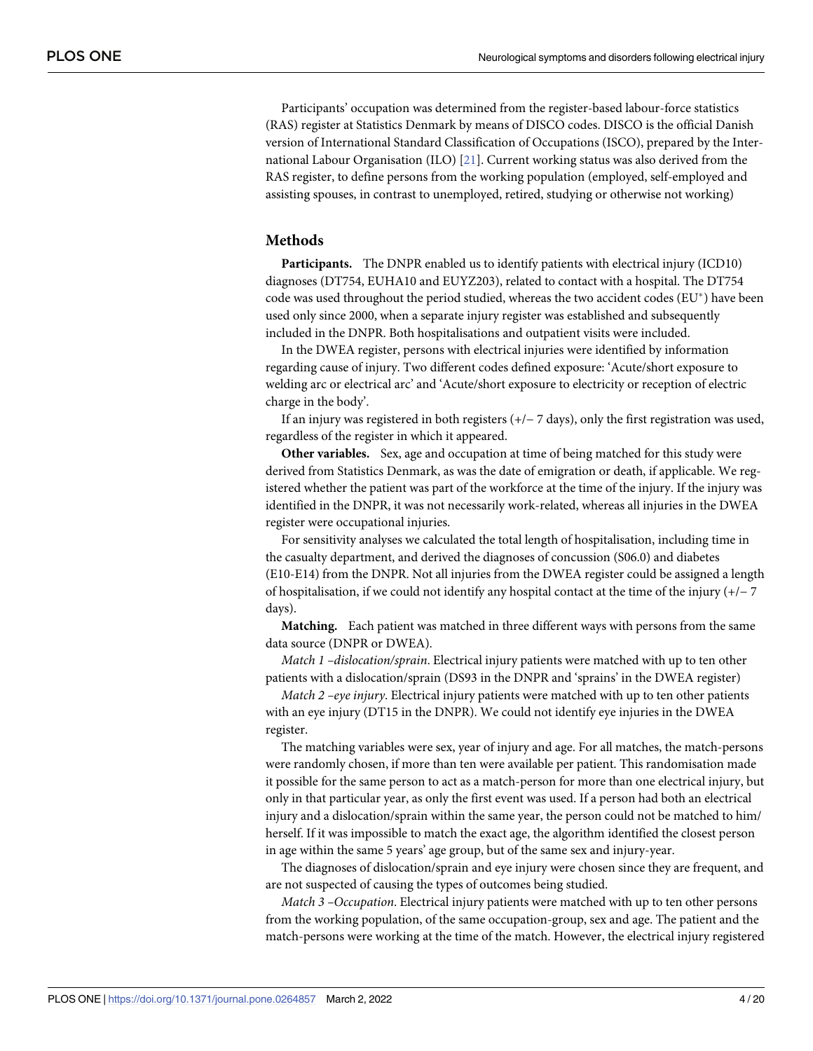Participants' occupation was determined from the register-based labour-force statistics (RAS) register at Statistics Denmark by means of DISCO codes. DISCO is the official Danish version of International Standard Classification of Occupations (ISCO), prepared by the International Labour Organisation (ILO) [21]. Current working status was also derived from the RAS register, to define persons from the working population (employed, self-employed and assisting spouses, in contrast to unemployed, retired, studying or otherwise not working)

## Methods

**Participants.** The DNPR enabled us to identify patients with electrical injury (ICD10) diagnoses (DT754, EUHA10 and EUYZ203), related to contact with a hospital. The DT754 code was used throughout the period studied, whereas the two accident codes (EU*) have been used only since 2000, when a separate injury register was established and subsequently included in the DNPR. Both hospitalisations and outpatient visits were included.

In the DWEA register, persons with electrical injuries were identified by information regarding cause of injury. Two different codes defined exposure: 'Acute/short exposure to welding arc or electrical arc' and 'Acute/short exposure to electricity or reception of electric charge in the body'.

If an injury was registered in both registers (+/− 7 days), only the first registration was used, regardless of the register in which it appeared.

**Other variables.** Sex, age and occupation at time of being matched for this study were derived from Statistics Denmark, as was the date of emigration or death, if applicable. We registered whether the patient was part of the workforce at the time of the injury. If the injury was identified in the DNPR, it was not necessarily work-related, whereas all injuries in the DWEA register were occupational injuries.

For sensitivity analyses we calculated the total length of hospitalisation, including time in the casualty department, and derived the diagnoses of concussion (S06.0) and diabetes (E10-E14) from the DNPR. Not all injuries from the DWEA register could be assigned a length of hospitalisation, if we could not identify any hospital contact at the time of the injury (+/− 7 days).

**Matching.** Each patient was matched in three different ways with persons from the same data source (DNPR or DWEA).

*Match 1 –dislocation/sprain*. Electrical injury patients were matched with up to ten other patients with a dislocation/sprain (DS93 in the DNPR and 'sprains' in the DWEA register)

*Match 2 –eye injury*. Electrical injury patients were matched with up to ten other patients with an eye injury (DT15 in the DNPR). We could not identify eye injuries in the DWEA register.

The matching variables were sex, year of injury and age. For all matches, the match-persons were randomly chosen, if more than ten were available per patient. This randomisation made it possible for the same person to act as a match-person for more than one electrical injury, but only in that particular year, as only the first event was used. If a person had both an electrical injury and a dislocation/sprain within the same year, the person could not be matched to him/herself. If it was impossible to match the exact age, the algorithm identified the closest person in age within the same 5 years' age group, but of the same sex and injury-year.

The diagnoses of dislocation/sprain and eye injury were chosen since they are frequent, and are not suspected of causing the types of outcomes being studied.

*Match 3 –Occupation*. Electrical injury patients were matched with up to ten other persons from the working population, of the same occupation-group, sex and age. The patient and the match-persons were working at the time of the match. However, the electrical injury registered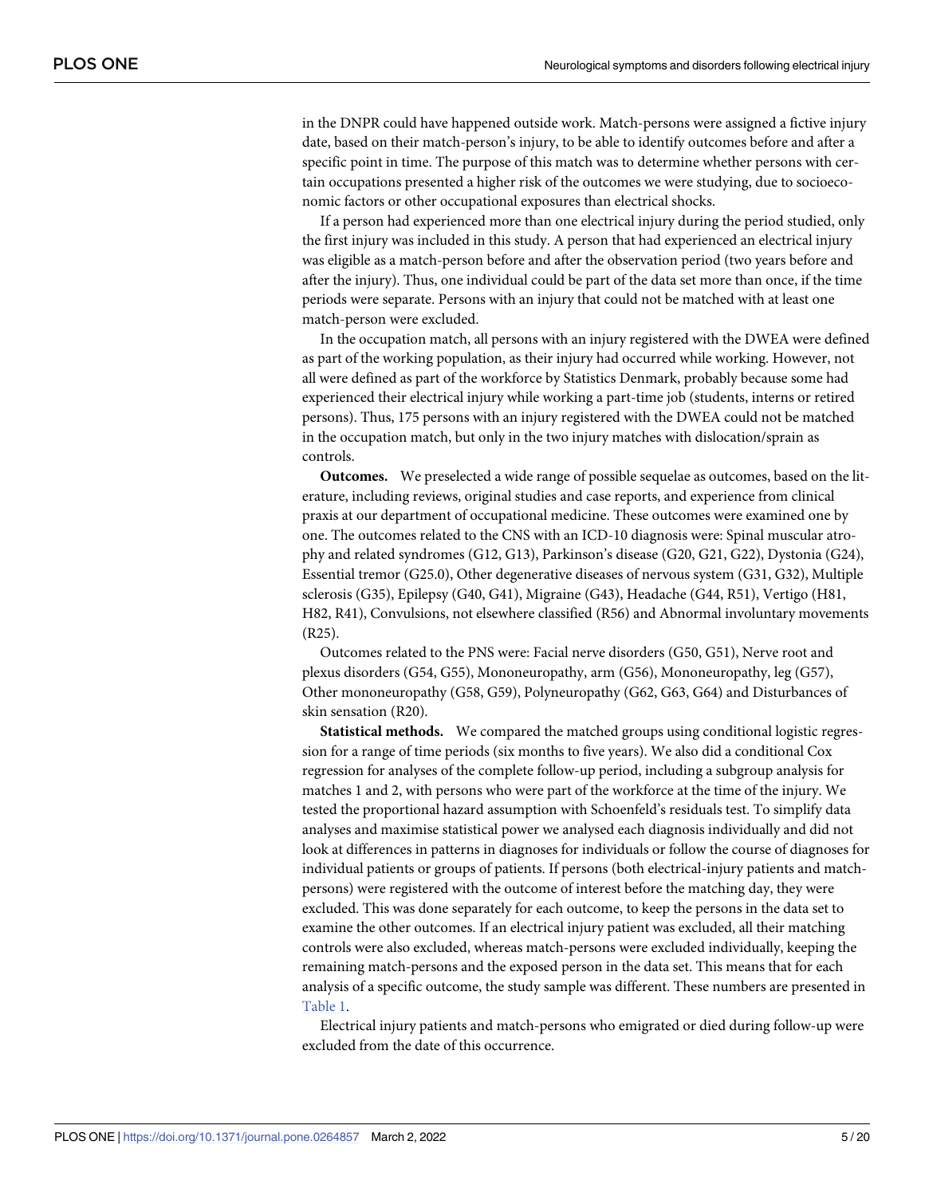in the DNPR could have happened outside work. Match-persons were assigned a fictive injury date, based on their match-person's injury, to be able to identify outcomes before and after a specific point in time. The purpose of this match was to determine whether persons with certain occupations presented a higher risk of the outcomes we were studying, due to socioeconomic factors or other occupational exposures than electrical shocks.

If a person had experienced more than one electrical injury during the period studied, only the first injury was included in this study. A person that had experienced an electrical injury was eligible as a match-person before and after the observation period (two years before and after the injury). Thus, one individual could be part of the data set more than once, if the time periods were separate. Persons with an injury that could not be matched with at least one match-person were excluded.

In the occupation match, all persons with an injury registered with the DWEA were defined as part of the working population, as their injury had occurred while working. However, not all were defined as part of the workforce by Statistics Denmark, probably because some had experienced their electrical injury while working a part-time job (students, interns or retired persons). Thus, 175 persons with an injury registered with the DWEA could not be matched in the occupation match, but only in the two injury matches with dislocation/sprain as controls.

**Outcomes.** We preselected a wide range of possible sequelae as outcomes, based on the literature, including reviews, original studies and case reports, and experience from clinical praxis at our department of occupational medicine. These outcomes were examined one by one. The outcomes related to the CNS with an ICD-10 diagnosis were: Spinal muscular atrophy and related syndromes (G12, G13), Parkinson's disease (G20, G21, G22), Dystonia (G24), Essential tremor (G25.0), Other degenerative diseases of nervous system (G31, G32), Multiple sclerosis (G35), Epilepsy (G40, G41), Migraine (G43), Headache (G44, R51), Vertigo (H81, H82, R41), Convulsions, not elsewhere classified (R56) and Abnormal involuntary movements (R25).

Outcomes related to the PNS were: Facial nerve disorders (G50, G51), Nerve root and plexus disorders (G54, G55), Mononeuropathy, arm (G56), Mononeuropathy, leg (G57), Other mononeuropathy (G58, G59), Polyneuropathy (G62, G63, G64) and Disturbances of skin sensation (R20).

**Statistical methods.** We compared the matched groups using conditional logistic regression for a range of time periods (six months to five years). We also did a conditional Cox regression for analyses of the complete follow-up period, including a subgroup analysis for matches 1 and 2, with persons who were part of the workforce at the time of the injury. We tested the proportional hazard assumption with Schoenfeld's residuals test. To simplify data analyses and maximise statistical power we analysed each diagnosis individually and did not look at differences in patterns in diagnoses for individuals or follow the course of diagnoses for individual patients or groups of patients. If persons (both electrical-injury patients and match-persons) were registered with the outcome of interest before the matching day, they were excluded. This was done separately for each outcome, to keep the persons in the data set to examine the other outcomes. If an electrical injury patient was excluded, all their matching controls were also excluded, whereas match-persons were excluded individually, keeping the remaining match-persons and the exposed person in the data set. This means that for each analysis of a specific outcome, the study sample was different. These numbers are presented in Table 1.

Electrical injury patients and match-persons who emigrated or died during follow-up were excluded from the date of this occurrence.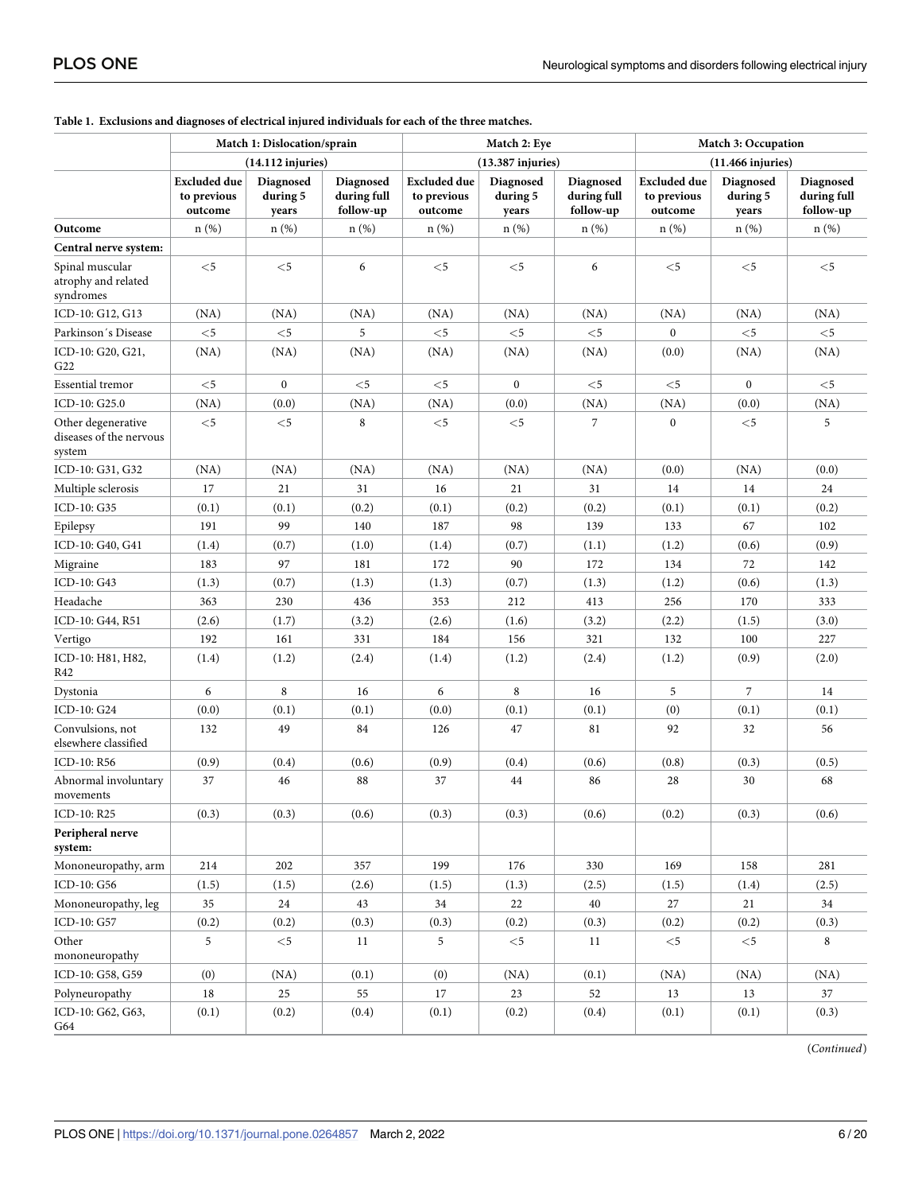**Table 1. Exclusions and diagnoses of electrical injured individuals for each of the three matches.**

| | Match 1: Dislocation/sprain | | | Match 2: Eye | | | Match 3: Occupation | | |
|---|---|---|---|---|---|---|---|---|---|
| | (14.112 injuries) | | | (13.387 injuries) | | | (11.466 injuries) | | |
| | Excluded due to previous outcome | Diagnosed during 5 years | Diagnosed during full follow-up | Excluded due to previous outcome | Diagnosed during 5 years | Diagnosed during full follow-up | Excluded due to previous outcome | Diagnosed during 5 years | Diagnosed during full follow-up |
| **Outcome** | n (%) | n (%) | n (%) | n (%) | n (%) | n (%) | n (%) | n (%) | n (%) |
| **Central nerve system:** | | | | | | | | | |
| Spinal muscular atrophy and related syndromes | <5 | <5 | 6 | <5 | <5 | 6 | <5 | <5 | <5 |
| ICD-10: G12, G13 | (NA) | (NA) | (NA) | (NA) | (NA) | (NA) | (NA) | (NA) | (NA) |
| Parkinson´s Disease | <5 | <5 | 5 | <5 | <5 | <5 | 0 | <5 | <5 |
| ICD-10: G20, G21, G22 | (NA) | (NA) | (NA) | (NA) | (NA) | (NA) | (0.0) | (NA) | (NA) |
| Essential tremor | <5 | 0 | <5 | <5 | 0 | <5 | <5 | 0 | <5 |
| ICD-10: G25.0 | (NA) | (0.0) | (NA) | (NA) | (0.0) | (NA) | (NA) | (0.0) | (NA) |
| Other degenerative diseases of the nervous system | <5 | <5 | 8 | <5 | <5 | 7 | 0 | <5 | 5 |
| ICD-10: G31, G32 | (NA) | (NA) | (NA) | (NA) | (NA) | (NA) | (0.0) | (NA) | (0.0) |
| Multiple sclerosis | 17 | 21 | 31 | 16 | 21 | 31 | 14 | 14 | 24 |
| ICD-10: G35 | (0.1) | (0.1) | (0.2) | (0.1) | (0.2) | (0.2) | (0.1) | (0.1) | (0.2) |
| Epilepsy | 191 | 99 | 140 | 187 | 98 | 139 | 133 | 67 | 102 |
| ICD-10: G40, G41 | (1.4) | (0.7) | (1.0) | (1.4) | (0.7) | (1.1) | (1.2) | (0.6) | (0.9) |
| Migraine | 183 | 97 | 181 | 172 | 90 | 172 | 134 | 72 | 142 |
| ICD-10: G43 | (1.3) | (0.7) | (1.3) | (1.3) | (0.7) | (1.3) | (1.2) | (0.6) | (1.3) |
| Headache | 363 | 230 | 436 | 353 | 212 | 413 | 256 | 170 | 333 |
| ICD-10: G44, R51 | (2.6) | (1.7) | (3.2) | (2.6) | (1.6) | (3.2) | (2.2) | (1.5) | (3.0) |
| Vertigo | 192 | 161 | 331 | 184 | 156 | 321 | 132 | 100 | 227 |
| ICD-10: H81, H82, R42 | (1.4) | (1.2) | (2.4) | (1.4) | (1.2) | (2.4) | (1.2) | (0.9) | (2.0) |
| Dystonia | 6 | 8 | 16 | 6 | 8 | 16 | 5 | 7 | 14 |
| ICD-10: G24 | (0.0) | (0.1) | (0.1) | (0.0) | (0.1) | (0.1) | (0) | (0.1) | (0.1) |
| Convulsions, not elsewhere classified | 132 | 49 | 84 | 126 | 47 | 81 | 92 | 32 | 56 |
| ICD-10: R56 | (0.9) | (0.4) | (0.6) | (0.9) | (0.4) | (0.6) | (0.8) | (0.3) | (0.5) |
| Abnormal involuntary movements | 37 | 46 | 88 | 37 | 44 | 86 | 28 | 30 | 68 |
| ICD-10: R25 | (0.3) | (0.3) | (0.6) | (0.3) | (0.3) | (0.6) | (0.2) | (0.3) | (0.6) |
| **Peripheral nerve system:** | | | | | | | | | |
| Mononeuropathy, arm | 214 | 202 | 357 | 199 | 176 | 330 | 169 | 158 | 281 |
| ICD-10: G56 | (1.5) | (1.5) | (2.6) | (1.5) | (1.3) | (2.5) | (1.5) | (1.4) | (2.5) |
| Mononeuropathy, leg | 35 | 24 | 43 | 34 | 22 | 40 | 27 | 21 | 34 |
| ICD-10: G57 | (0.2) | (0.2) | (0.3) | (0.3) | (0.2) | (0.3) | (0.2) | (0.2) | (0.3) |
| Other mononeuropathy | 5 | <5 | 11 | 5 | <5 | 11 | <5 | <5 | 8 |
| ICD-10: G58, G59 | (0) | (NA) | (0.1) | (0) | (NA) | (0.1) | (NA) | (NA) | (NA) |
| Polyneuropathy | 18 | 25 | 55 | 17 | 23 | 52 | 13 | 13 | 37 |
| ICD-10: G62, G63, G64 | (0.1) | (0.2) | (0.4) | (0.1) | (0.2) | (0.4) | (0.1) | (0.1) | (0.3) |

(*Continued*)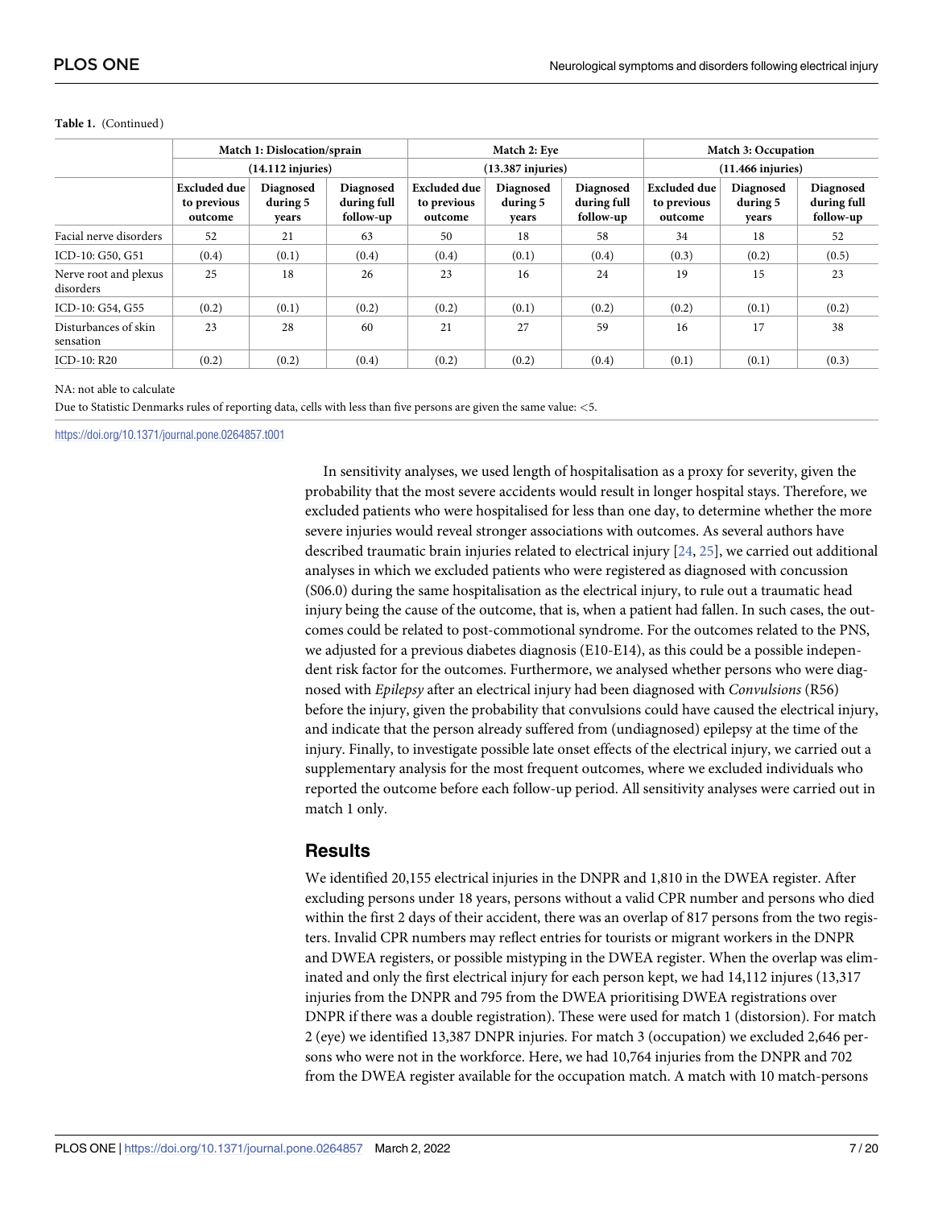**Table 1.** (Continued)

| | Match 1: Dislocation/sprain (14.112 injuries) | | | Match 2: Eye (13.387 injuries) | | | Match 3: Occupation (11.466 injuries) | | |
|---|---|---|---|---|---|---|---|---|---|
| | Excluded due to previous outcome | Diagnosed during 5 years | Diagnosed during full follow-up | Excluded due to previous outcome | Diagnosed during 5 years | Diagnosed during full follow-up | Excluded due to previous outcome | Diagnosed during 5 years | Diagnosed during full follow-up |
| Facial nerve disorders | 52 | 21 | 63 | 50 | 18 | 58 | 34 | 18 | 52 |
| ICD-10: G50, G51 | (0.4) | (0.1) | (0.4) | (0.4) | (0.1) | (0.4) | (0.3) | (0.2) | (0.5) |
| Nerve root and plexus disorders | 25 | 18 | 26 | 23 | 16 | 24 | 19 | 15 | 23 |
| ICD-10: G54, G55 | (0.2) | (0.1) | (0.2) | (0.2) | (0.1) | (0.2) | (0.2) | (0.1) | (0.2) |
| Disturbances of skin sensation | 23 | 28 | 60 | 21 | 27 | 59 | 16 | 17 | 38 |
| ICD-10: R20 | (0.2) | (0.2) | (0.4) | (0.2) | (0.2) | (0.4) | (0.1) | (0.1) | (0.3) |

NA: not able to calculate

Due to Statistic Denmarks rules of reporting data, cells with less than five persons are given the same value: <5.

https://doi.org/10.1371/journal.pone.0264857.t001

In sensitivity analyses, we used length of hospitalisation as a proxy for severity, given the probability that the most severe accidents would result in longer hospital stays. Therefore, we excluded patients who were hospitalised for less than one day, to determine whether the more severe injuries would reveal stronger associations with outcomes. As several authors have described traumatic brain injuries related to electrical injury [24, 25], we carried out additional analyses in which we excluded patients who were registered as diagnosed with concussion (S06.0) during the same hospitalisation as the electrical injury, to rule out a traumatic head injury being the cause of the outcome, that is, when a patient had fallen. In such cases, the outcomes could be related to post-commotional syndrome. For the outcomes related to the PNS, we adjusted for a previous diabetes diagnosis (E10-E14), as this could be a possible independent risk factor for the outcomes. Furthermore, we analysed whether persons who were diagnosed with *Epilepsy* after an electrical injury had been diagnosed with *Convulsions* (R56) before the injury, given the probability that convulsions could have caused the electrical injury, and indicate that the person already suffered from (undiagnosed) epilepsy at the time of the injury. Finally, to investigate possible late onset effects of the electrical injury, we carried out a supplementary analysis for the most frequent outcomes, where we excluded individuals who reported the outcome before each follow-up period. All sensitivity analyses were carried out in match 1 only.

## Results

We identified 20,155 electrical injuries in the DNPR and 1,810 in the DWEA register. After excluding persons under 18 years, persons without a valid CPR number and persons who died within the first 2 days of their accident, there was an overlap of 817 persons from the two registers. Invalid CPR numbers may reflect entries for tourists or migrant workers in the DNPR and DWEA registers, or possible mistyping in the DWEA register. When the overlap was eliminated and only the first electrical injury for each person kept, we had 14,112 injures (13,317 injuries from the DNPR and 795 from the DWEA prioritising DWEA registrations over DNPR if there was a double registration). These were used for match 1 (distorsion). For match 2 (eye) we identified 13,387 DNPR injuries. For match 3 (occupation) we excluded 2,646 persons who were not in the workforce. Here, we had 10,764 injuries from the DNPR and 702 from the DWEA register available for the occupation match. A match with 10 match-persons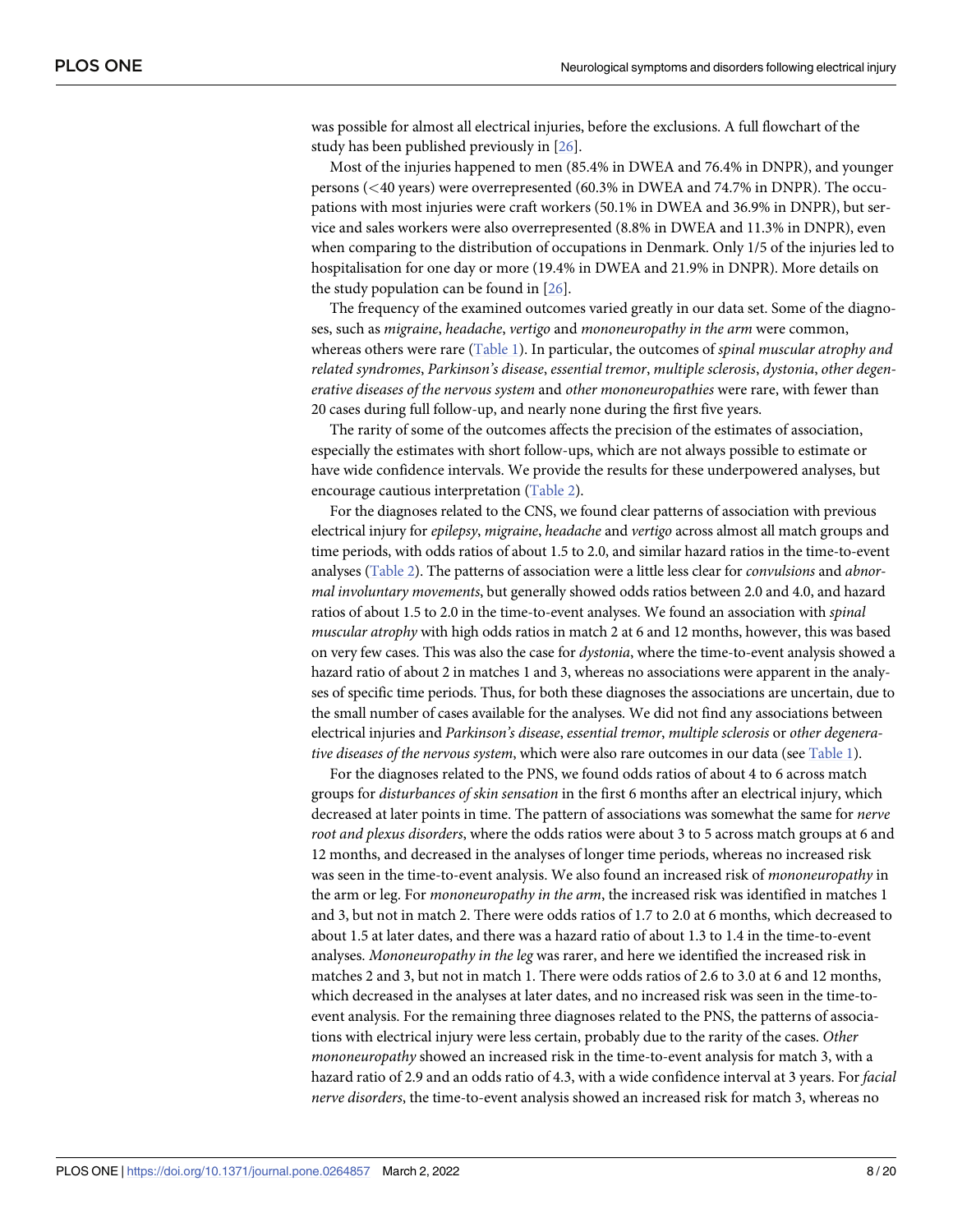was possible for almost all electrical injuries, before the exclusions. A full flowchart of the study has been published previously in [26].

Most of the injuries happened to men (85.4% in DWEA and 76.4% in DNPR), and younger persons (<40 years) were overrepresented (60.3% in DWEA and 74.7% in DNPR). The occupations with most injuries were craft workers (50.1% in DWEA and 36.9% in DNPR), but service and sales workers were also overrepresented (8.8% in DWEA and 11.3% in DNPR), even when comparing to the distribution of occupations in Denmark. Only 1/5 of the injuries led to hospitalisation for one day or more (19.4% in DWEA and 21.9% in DNPR). More details on the study population can be found in [26].

The frequency of the examined outcomes varied greatly in our data set. Some of the diagnoses, such as *migraine*, *headache*, *vertigo* and *mononeuropathy in the arm* were common, whereas others were rare (Table 1). In particular, the outcomes of *spinal muscular atrophy and related syndromes*, *Parkinson's disease*, *essential tremor*, *multiple sclerosis*, *dystonia*, *other degenerative diseases of the nervous system* and *other mononeuropathies* were rare, with fewer than 20 cases during full follow-up, and nearly none during the first five years.

The rarity of some of the outcomes affects the precision of the estimates of association, especially the estimates with short follow-ups, which are not always possible to estimate or have wide confidence intervals. We provide the results for these underpowered analyses, but encourage cautious interpretation (Table 2).

For the diagnoses related to the CNS, we found clear patterns of association with previous electrical injury for *epilepsy*, *migraine*, *headache* and *vertigo* across almost all match groups and time periods, with odds ratios of about 1.5 to 2.0, and similar hazard ratios in the time-to-event analyses (Table 2). The patterns of association were a little less clear for *convulsions* and *abnormal involuntary movements*, but generally showed odds ratios between 2.0 and 4.0, and hazard ratios of about 1.5 to 2.0 in the time-to-event analyses. We found an association with *spinal muscular atrophy* with high odds ratios in match 2 at 6 and 12 months, however, this was based on very few cases. This was also the case for *dystonia*, where the time-to-event analysis showed a hazard ratio of about 2 in matches 1 and 3, whereas no associations were apparent in the analyses of specific time periods. Thus, for both these diagnoses the associations are uncertain, due to the small number of cases available for the analyses. We did not find any associations between electrical injuries and *Parkinson's disease*, *essential tremor*, *multiple sclerosis* or *other degenerative diseases of the nervous system*, which were also rare outcomes in our data (see Table 1).

For the diagnoses related to the PNS, we found odds ratios of about 4 to 6 across match groups for *disturbances of skin sensation* in the first 6 months after an electrical injury, which decreased at later points in time. The pattern of associations was somewhat the same for *nerve root and plexus disorders*, where the odds ratios were about 3 to 5 across match groups at 6 and 12 months, and decreased in the analyses of longer time periods, whereas no increased risk was seen in the time-to-event analysis. We also found an increased risk of *mononeuropathy* in the arm or leg. For *mononeuropathy in the arm*, the increased risk was identified in matches 1 and 3, but not in match 2. There were odds ratios of 1.7 to 2.0 at 6 months, which decreased to about 1.5 at later dates, and there was a hazard ratio of about 1.3 to 1.4 in the time-to-event analyses. *Mononeuropathy in the leg* was rarer, and here we identified the increased risk in matches 2 and 3, but not in match 1. There were odds ratios of 2.6 to 3.0 at 6 and 12 months, which decreased in the analyses at later dates, and no increased risk was seen in the time-to-event analysis. For the remaining three diagnoses related to the PNS, the patterns of associations with electrical injury were less certain, probably due to the rarity of the cases. *Other mononeuropathy* showed an increased risk in the time-to-event analysis for match 3, with a hazard ratio of 2.9 and an odds ratio of 4.3, with a wide confidence interval at 3 years. For *facial nerve disorders*, the time-to-event analysis showed an increased risk for match 3, whereas no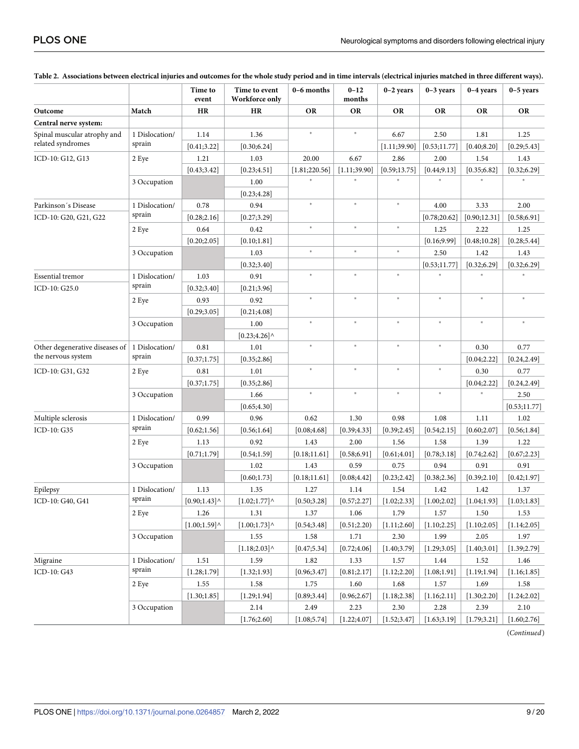**Table 2. Associations between electrical injuries and outcomes for the whole study period and in time intervals (electrical injuries matched in three different ways).**

| Outcome | Match | Time to event HR | Time to event Workforce only HR | 0–6 months OR | 0–12 months OR | 0–2 years OR | 0–3 years OR | 0–4 years OR | 0–5 years OR |
|---|---|---|---|---|---|---|---|---|---|
| **Central nerve system:** | | | | | | | | | |
| Spinal muscular atrophy and related syndromes | 1 Dislocation/ sprain | 1.14 [0.41;3.22] | 1.36 [0.30;6.24] | * | * | 6.67 [1.11;39.90] | 2.50 [0.53;11.77] | 1.81 [0.40;8.20] | 1.25 [0.29;5.43] |
| ICD-10: G12, G13 | 2 Eye | 1.21 [0.43;3.42] | 1.03 [0.23;4.51] | 20.00 [1.81;220.56] | 6.67 [1.11;39.90] | 2.86 [0.59;13.75] | 2.00 [0.44;9.13] | 1.54 [0.35;6.82] | 1.43 [0.32;6.29] |
| | 3 Occupation | | 1.00 [0.23;4.28] | * | * | * | * | * | * |
| Parkinson´s Disease ICD-10: G20, G21, G22 | 1 Dislocation/ sprain | 0.78 [0.28;2.16] | 0.94 [0.27;3.29] | * | * | * | 4.00 [0.78;20.62] | 3.33 [0.90;12.31] | 2.00 [0.58;6.91] |
| | 2 Eye | 0.64 [0.20;2.05] | 0.42 [0.10;1.81] | * | * | * | 1.25 [0.16;9.99] | 2.22 [0.48;10.28] | 1.25 [0.28;5.44] |
| | 3 Occupation | | 1.03 [0.32;3.40] | * | * | * | 2.50 [0.53;11.77] | 1.42 [0.32;6.29] | 1.43 [0.32;6.29] |
| Essential tremor ICD-10: G25.0 | 1 Dislocation/ sprain | 1.03 [0.32;3.40] | 0.91 [0.21;3.96] | * | * | * | * | * | * |
| | 2 Eye | 0.93 [0.29;3.05] | 0.92 [0.21;4.08] | * | * | * | * | * | * |
| | 3 Occupation | | 1.00 [0.23;4.26]^ | * | * | * | * | * | * |
| Other degenerative diseases of the nervous system | 1 Dislocation/ sprain | 0.81 [0.37;1.75] | 1.01 [0.35;2.86] | * | * | * | * | 0.30 [0.04;2.22] | 0.77 [0.24,2.49] |
| ICD-10: G31, G32 | 2 Eye | 0.81 [0.37;1.75] | 1.01 [0.35;2.86] | * | * | * | * | 0.30 [0.04;2.22] | 0.77 [0.24,2.49] |
| | 3 Occupation | | 1.66 [0.65;4.30] | * | * | * | * | * | 2.50 [0.53;11.77] |
| Multiple sclerosis ICD-10: G35 | 1 Dislocation/ sprain | 0.99 [0.62;1.56] | 0.96 [0.56;1.64] | 0.62 [0.08;4.68] | 1.30 [0.39;4.33] | 0.98 [0.39;2.45] | 1.08 [0.54;2.15] | 1.11 [0.60;2.07] | 1.02 [0.56;1.84] |
| | 2 Eye | 1.13 [0.71;1.79] | 0.92 [0.54;1.59] | 1.43 [0.18;11.61] | 2.00 [0.58;6.91] | 1.56 [0.61;4.01] | 1.58 [0.78;3.18] | 1.39 [0.74;2.62] | 1.22 [0.67;2.23] |
| | 3 Occupation | | 1.02 [0.60;1.73] | 1.43 [0.18;11.61] | 0.59 [0.08;4.42] | 0.75 [0.23;2.42] | 0.94 [0.38;2.36] | 0.91 [0.39;2.10] | 0.91 [0.42;1.97] |
| Epilepsy ICD-10: G40, G41 | 1 Dislocation/ sprain | 1.13 [0.90;1.43]^ | 1.35 [1.02;1.77]^ | 1.27 [0.50;3.28] | 1.14 [0.57;2.27] | 1.54 [1.02;2.33] | 1.42 [1.00;2.02] | 1.42 [1.04;1.93] | 1.37 [1.03;1.83] |
| | 2 Eye | 1.26 [1.00;1.59]^ | 1.31 [1.00;1.73]^ | 1.37 [0.54;3.48] | 1.06 [0.51;2.20) | 1.79 [1.11;2.60] | 1.57 [1.10;2.25] | 1.50 [1.10;2.05] | 1.53 [1.14;2.05] |
| | 3 Occupation | | 1.55 [1.18;2.03]^ | 1.58 [0.47;5.34] | 1.71 [0.72;4.06] | 2.30 [1.40;3.79] | 1.99 [1.29;3.05] | 2.05 [1.40;3.01] | 1.97 [1.39;2.79] |
| Migraine ICD-10: G43 | 1 Dislocation/ sprain | 1.51 [1.28;1.79] | 1.59 [1.32;1.93] | 1.82 [0.96;3.47] | 1.33 [0.81;2.17] | 1.57 [1.12;2.20] | 1.44 [1.08;1.91] | 1.52 [1.19;1.94] | 1.46 [1.16;1.85] |
| | 2 Eye | 1.55 [1.30;1.85] | 1.58 [1.29;1.94] | 1.75 [0.89;3.44] | 1.60 [0.96;2.67] | 1.68 [1.18;2.38] | 1.57 [1.16;2.11] | 1.69 [1.30;2.20] | 1.58 [1.24;2.02] |
| | 3 Occupation | | 2.14 [1.76;2.60] | 2.49 [1.08;5.74] | 2.23 [1.22;4.07] | 2.30 [1.52;3.47] | 2.28 [1.63;3.19] | 2.39 [1.79;3.21] | 2.10 [1.60;2.76] |

(*Continued*)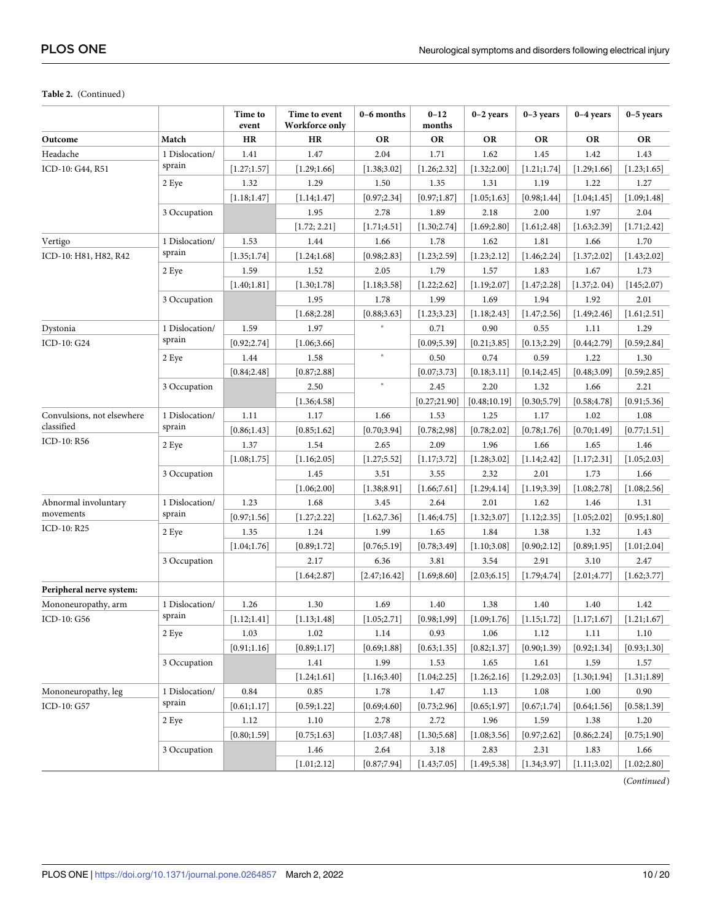**Table 2.** (Continued)

| Outcome | Match | Time to event HR | Time to event Workforce only HR | 0–6 months OR | 0–12 months OR | 0–2 years OR | 0–3 years OR | 0–4 years OR | 0–5 years OR |
|---|---|---|---|---|---|---|---|---|---|
| Headache | 1 Dislocation/ | 1.41 | 1.47 | 2.04 | 1.71 | 1.62 | 1.45 | 1.42 | 1.43 |
| ICD-10: G44, R51 | sprain | [1.27;1.57] | [1.29;1.66] | [1.38;3.02] | [1.26;2.32] | [1.32;2.00] | [1.21;1.74] | [1.29;1.66] | [1.23;1.65] |
| | 2 Eye | 1.32 | 1.29 | 1.50 | 1.35 | 1.31 | 1.19 | 1.22 | 1.27 |
| | | [1.18;1.47] | [1.14;1.47] | [0.97;2.34] | [0.97;1.87] | [1.05;1.63] | [0.98;1.44] | [1.04;1.45] | [1.09;1.48] |
| | 3 Occupation | | 1.95 | 2.78 | 1.89 | 2.18 | 2.00 | 1.97 | 2.04 |
| | | | [1.72; 2.21] | [1.71;4.51] | [1.30;2.74] | [1.69;2.80] | [1.61;2.48] | [1.63;2.39] | [1.71;2.42] |
| Vertigo | 1 Dislocation/ | 1.53 | 1.44 | 1.66 | 1.78 | 1.62 | 1.81 | 1.66 | 1.70 |
| ICD-10: H81, H82, R42 | sprain | [1.35;1.74] | [1.24;1.68] | [0.98;2.83] | [1.23;2.59] | [1.23;2.12] | [1.46;2.24] | [1.37;2.02] | [1.43;2.02] |
| | 2 Eye | 1.59 | 1.52 | 2.05 | 1.79 | 1.57 | 1.83 | 1.67 | 1.73 |
| | | [1.40;1.81] | [1.30;1.78] | [1.18;3.58] | [1.22;2.62] | [1.19;2.07] | [1.47;2.28] | [1.37;2. 04) | [145;2.07) |
| | 3 Occupation | | 1.95 | 1.78 | 1.99 | 1.69 | 1.94 | 1.92 | 2.01 |
| | | | [1.68;2.28] | [0.88;3.63] | [1.23;3.23] | [1.18;2.43] | [1.47;2.56] | [1.49;2.46] | [1.61;2.51] |
| Dystonia | 1 Dislocation/ | 1.59 | 1.97 | * | 0.71 | 0.90 | 0.55 | 1.11 | 1.29 |
| ICD-10: G24 | sprain | [0.92;2.74] | [1.06;3.66] | | [0.09;5.39] | [0.21;3.85] | [0.13;2.29] | [0.44;2.79] | [0.59;2.84] |
| | 2 Eye | 1.44 | 1.58 | * | 0.50 | 0.74 | 0.59 | 1.22 | 1.30 |
| | | [0.84;2.48] | [0.87;2.88] | | [0.07;3.73] | [0.18;3.11] | [0.14;2.45] | [0.48;3.09] | [0.59;2.85] |
| | 3 Occupation | | 2.50 | * | 2.45 | 2.20 | 1.32 | 1.66 | 2.21 |
| | | | [1.36;4.58] | | [0.27;21.90] | [0.48;10.19] | [0.30;5.79] | [0.58;4.78] | [0.91;5.36] |
| Convulsions, not elsewhere classified | 1 Dislocation/ | 1.11 | 1.17 | 1.66 | 1.53 | 1.25 | 1.17 | 1.02 | 1.08 |
| ICD-10: R56 | sprain | [0.86;1.43] | [0.85;1.62] | [0.70;3.94] | [0.78;2,98] | [0.78;2.02] | [0.78;1.76] | [0.70;1.49] | [0.77;1.51] |
| | 2 Eye | 1.37 | 1.54 | 2.65 | 2.09 | 1.96 | 1.66 | 1.65 | 1.46 |
| | | [1.08;1.75] | [1.16;2.05] | [1.27;5.52] | [1.17;3.72] | [1.28;3.02] | [1.14;2.42] | [1.17;2.31] | [1.05;2.03] |
| | 3 Occupation | | 1.45 | 3.51 | 3.55 | 2.32 | 2.01 | 1.73 | 1.66 |
| | | | [1.06;2.00] | [1.38;8.91] | [1.66;7.61] | [1.29;4.14] | [1.19;3.39] | [1.08;2.78] | [1.08;2.56] |
| Abnormal involuntary movements | 1 Dislocation/ | 1.23 | 1.68 | 3.45 | 2.64 | 2.01 | 1.62 | 1.46 | 1.31 |
| ICD-10: R25 | sprain | [0.97;1.56] | [1.27;2.22] | [1.62,7.36] | [1.46;4.75] | [1.32;3.07] | [1.12;2.35] | [1.05;2.02] | [0.95;1.80] |
| | 2 Eye | 1.35 | 1.24 | 1.99 | 1.65 | 1.84 | 1.38 | 1.32 | 1.43 |
| | | [1.04;1.76] | [0.89;1.72] | [0.76;5.19] | [0.78;3.49] | [1.10;3.08] | [0.90;2.12] | [0.89;1.95] | [1.01;2.04] |
| | 3 Occupation | | 2.17 | 6.36 | 3.81 | 3.54 | 2.91 | 3.10 | 2.47 |
| | | | [1.64;2.87] | [2.47;16.42] | [1.69;8.60] | [2.03;6.15] | [1.79;4.74] | [2.01;4.77] | [1.62;3.77] |
| **Peripheral nerve system:** | | | | | | | | | |
| Mononeuropathy, arm | 1 Dislocation/ | 1.26 | 1.30 | 1.69 | 1.40 | 1.38 | 1.40 | 1.40 | 1.42 |
| ICD-10: G56 | sprain | [1.12;1.41] | [1.13;1.48] | [1.05;2.71] | [0.98;1,99] | [1.09;1.76] | [1.15;1.72] | [1.17;1.67] | [1.21;1.67] |
| | 2 Eye | 1.03 | 1.02 | 1.14 | 0.93 | 1.06 | 1.12 | 1.11 | 1.10 |
| | | [0.91;1.16] | [0.89;1.17] | [0.69;1.88] | [0.63;1.35] | [0.82;1.37] | [0.90;1.39] | [0.92;1.34] | [0.93;1.30] |
| | 3 Occupation | | 1.41 | 1.99 | 1.53 | 1.65 | 1.61 | 1.59 | 1.57 |
| | | | [1.24;1.61] | [1.16;3.40] | [1.04;2.25] | [1.26;2.16] | [1.29;2.03] | [1.30;1.94] | [1.31;1.89] |
| Mononeuropathy, leg | 1 Dislocation/ | 0.84 | 0.85 | 1.78 | 1.47 | 1.13 | 1.08 | 1.00 | 0.90 |
| ICD-10: G57 | sprain | [0.61;1.17] | [0.59;1.22] | [0.69;4.60] | [0.73;2.96] | [0.65;1.97] | [0.67;1.74] | [0.64;1.56] | [0.58;1.39] |
| | 2 Eye | 1.12 | 1.10 | 2.78 | 2.72 | 1.96 | 1.59 | 1.38 | 1.20 |
| | | [0.80;1.59] | [0.75;1.63] | [1.03;7.48] | [1.30;5.68] | [1.08;3.56] | [0.97;2.62] | [0.86;2.24] | [0.75;1.90] |
| | 3 Occupation | | 1.46 | 2.64 | 3.18 | 2.83 | 2.31 | 1.83 | 1.66 |
| | | | [1.01;2.12] | [0.87;7.94] | [1.43;7.05] | [1.49;5.38] | [1.34;3.97] | [1.11;3.02] | [1.02;2.80] |

(*Continued*)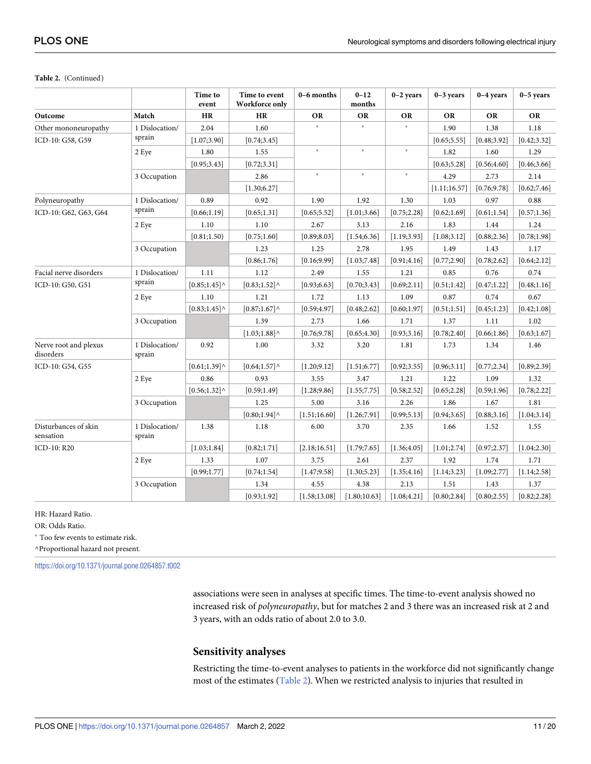**Table 2.** (Continued)

| | | Time to event | Time to event Workforce only | 0–6 months | 0–12 months | 0–2 years | 0–3 years | 0–4 years | 0–5 years |
|---|---|---|---|---|---|---|---|---|---|
| **Outcome** | **Match** | **HR** | **HR** | **OR** | **OR** | **OR** | **OR** | **OR** | **OR** |
| Other mononeuropathy | 1 Dislocation/ sprain | 2.04 | 1.60 | * | * | * | 1.90 | 1.38 | 1.18 |
| ICD-10: G58, G59 | | [1.07;3.90] | [0.74;3.45] | | | | [0.65;5.55] | [0.48;3.92] | [0.42;3.32] |
| | 2 Eye | 1.80 | 1.55 | * | * | * | 1.82 | 1.60 | 1.29 |
| | | [0.95;3.43] | [0.72;3.31] | | | | [0.63;5.28] | [0.56;4.60] | [0.46;3.66] |
| | 3 Occupation | | 2.86 | * | * | * | 4.29 | 2.73 | 2.14 |
| | | | [1.30;6.27] | | | | [1.11;16.57] | [0.76;9.78] | [0.62;7.46] |
| Polyneuropathy | 1 Dislocation/ sprain | 0.89 | 0.92 | 1.90 | 1.92 | 1.30 | 1.03 | 0.97 | 0.88 |
| ICD-10: G62, G63, G64 | | [0.66;1.19] | [0.65;1.31] | [0.65;5.52] | [1.01;3.66] | [0.75;2.28] | [0.62;1.69] | [0.61;1.54] | [0.57;1.36] |
| | 2 Eye | 1.10 | 1.10 | 2.67 | 3.13 | 2.16 | 1.83 | 1.44 | 1.24 |
| | | [0.81;1.50) | [0.75;1.60] | [0.89;8.03] | [1.54;6.36] | [1.19;3.93] | [1.08;3.12] | [0.88;2.36] | [0.78;1.98] |
| | 3 Occupation | | 1.23 | 1.25 | 2.78 | 1.95 | 1.49 | 1.43 | 1.17 |
| | | | [0.86;1.76] | [0.16;9.99] | [1.03;7.48] | [0.91;4.16] | [0.77;2.90] | [0.78;2.62] | [0.64;2.12] |
| Facial nerve disorders | 1 Dislocation/ sprain | 1.11 | 1.12 | 2.49 | 1.55 | 1.21 | 0.85 | 0.76 | 0.74 |
| ICD-10: G50, G51 | | [0.85;1.45]^ | [0.83;1.52]^ | [0.93;6.63] | [0.70;3.43] | [0.69;2.11] | [0.51;1.42] | [0.47;1.22] | [0.48;1.16] |
| | 2 Eye | 1.10 | 1.21 | 1.72 | 1.13 | 1.09 | 0.87 | 0.74 | 0.67 |
| | | [0.83;1.45]^ | [0.87;1.67]^ | [0.59;4.97] | [0.48;2.62] | [0.60;1.97] | [0.51;1.51] | [0.45;1.23] | [0.42;1.08] |
| | 3 Occupation | | 1.39 | 2.73 | 1.66 | 1.71 | 1.37 | 1.11 | 1.02 |
| | | | [1.03;1.88]^ | [0.76;9.78] | [0.65;4.30] | [0.93;3.16] | [0.78;2.40] | [0.66;1.86] | [0.63;1.67] |
| Nerve root and plexus disorders | 1 Dislocation/ sprain | 0.92 | 1.00 | 3.32 | 3.20 | 1.81 | 1.73 | 1.34 | 1.46 |
| ICD-10: G54, G55 | | [0.61;1.39]^ | [0.64;1.57]^ | [1.20;9.12] | [1.51;6.77] | [0.92;3.55] | [0.96;3.11] | [0.77;2.34] | [0.89;2.39] |
| | 2 Eye | 0.86 | 0.93 | 3.55 | 3.47 | 1.21 | 1.22 | 1.09 | 1.32 |
| | | [0.56;1.32]^ | [0.59;1.49] | [1.28;9.86] | [1.55;7.75] | [0.58;2.52] | [0.65;2.28] | [0.59;1.96] | [0.78;2.22] |
| | 3 Occupation | | 1.25 | 5.00 | 3.16 | 2.26 | 1.86 | 1.67 | 1.81 |
| | | | [0.80;1.94]^ | [1.51;16.60] | [1.26;7.91] | [0.99;5.13] | [0.94;3.65] | [0.88;3.16] | [1.04;3.14] |
| Disturbances of skin sensation | 1 Dislocation/ sprain | 1.38 | 1.18 | 6.00 | 3.70 | 2.35 | 1.66 | 1.52 | 1.55 |
| ICD-10: R20 | | [1.03;1.84] | [0.82;1.71] | [2.18;16.51] | [1.79;7.65] | [1.36;4.05] | [1.01;2.74] | [0.97;2.37] | [1.04;2.30] |
| | 2 Eye | 1.33 | 1.07 | 3.75 | 2.61 | 2.37 | 1.92 | 1.74 | 1.71 |
| | | [0.99;1.77] | [0.74;1.54] | [1.47;9.58] | [1.30;5.23] | [1.35;4.16] | [1.14;3.23] | [1.09;2.77] | [1.14;2.58] |
| | 3 Occupation | | 1.34 | 4.55 | 4.38 | 2.13 | 1.51 | 1.43 | 1.37 |
| | | | [0.93;1.92] | [1.58;13.08] | [1.80;10.63] | [1.08;4.21] | [0.80;2.84] | [0.80;2.55] | [0.82;2.28] |

HR: Hazard Ratio.

OR: Odds Ratio.

* Too few events to estimate risk.

^Proportional hazard not present.

https://doi.org/10.1371/journal.pone.0264857.t002

associations were seen in analyses at specific times. The time-to-event analysis showed no increased risk of *polyneuropathy*, but for matches 2 and 3 there was an increased risk at 2 and 3 years, with an odds ratio of about 2.0 to 3.0.

## Sensitivity analyses

Restricting the time-to-event analyses to patients in the workforce did not significantly change most of the estimates (Table 2). When we restricted analysis to injuries that resulted in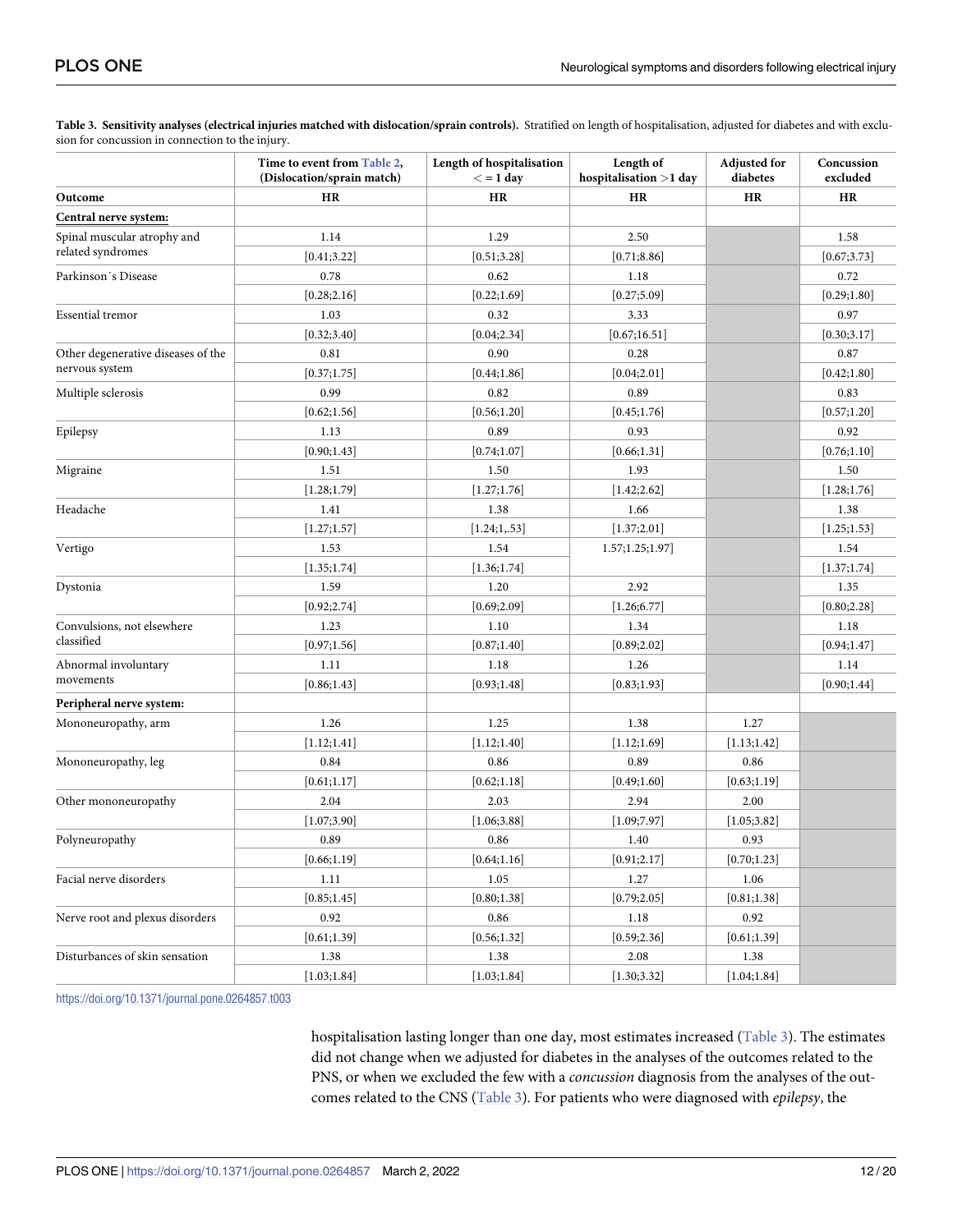**Table 3. Sensitivity analyses (electrical injuries matched with dislocation/sprain controls).** Stratified on length of hospitalisation, adjusted for diabetes and with exclusion for concussion in connection to the injury.

| | Time to event from Table 2, (Dislocation/sprain match) | Length of hospitalisation < = 1 day | Length of hospitalisation >1 day | Adjusted for diabetes | Concussion excluded |
|---|---|---|---|---|---|
| **Outcome** | **HR** | **HR** | **HR** | **HR** | **HR** |
| **Central nerve system:** | | | | | |
| Spinal muscular atrophy and related syndromes | 1.14 | 1.29 | 2.50 | | 1.58 |
| | [0.41;3.22] | [0.51;3.28] | [0.71;8.86] | | [0.67;3.73] |
| Parkinson´s Disease | 0.78 | 0.62 | 1.18 | | 0.72 |
| | [0.28;2.16] | [0.22;1.69] | [0.27;5.09] | | [0.29;1.80] |
| Essential tremor | 1.03 | 0.32 | 3.33 | | 0.97 |
| | [0.32;3.40] | [0.04;2.34] | [0.67;16.51] | | [0.30;3.17] |
| Other degenerative diseases of the nervous system | 0.81 | 0.90 | 0.28 | | 0.87 |
| | [0.37;1.75] | [0.44;1.86] | [0.04;2.01] | | [0.42;1.80] |
| Multiple sclerosis | 0.99 | 0.82 | 0.89 | | 0.83 |
| | [0.62;1.56] | [0.56;1.20] | [0.45;1.76] | | [0.57;1.20] |
| Epilepsy | 1.13 | 0.89 | 0.93 | | 0.92 |
| | [0.90;1.43] | [0.74;1.07] | [0.66;1.31] | | [0.76;1.10] |
| Migraine | 1.51 | 1.50 | 1.93 | | 1.50 |
| | [1.28;1.79] | [1.27;1.76] | [1.42;2.62] | | [1.28;1.76] |
| Headache | 1.41 | 1.38 | 1.66 | | 1.38 |
| | [1.27;1.57] | [1.24;1,.53] | [1.37;2.01] | | [1.25;1.53] |
| Vertigo | 1.53 | 1.54 | 1.57;1.25;1.97] | | 1.54 |
| | [1.35;1.74] | [1.36;1.74] | | | [1.37;1.74] |
| Dystonia | 1.59 | 1.20 | 2.92 | | 1.35 |
| | [0.92;2.74] | [0.69;2.09] | [1.26;6.77] | | [0.80;2.28] |
| Convulsions, not elsewhere classified | 1.23 | 1.10 | 1.34 | | 1.18 |
| | [0.97;1.56] | [0.87;1.40] | [0.89;2.02] | | [0.94;1.47] |
| Abnormal involuntary movements | 1.11 | 1.18 | 1.26 | | 1.14 |
| | [0.86;1.43] | [0.93;1.48] | [0.83;1.93] | | [0.90;1.44] |
| **Peripheral nerve system:** | | | | | |
| Mononeuropathy, arm | 1.26 | 1.25 | 1.38 | 1.27 | |
| | [1.12;1.41] | [1.12;1.40] | [1.12;1.69] | [1.13;1.42] | |
| Mononeuropathy, leg | 0.84 | 0.86 | 0.89 | 0.86 | |
| | [0.61;1.17] | [0.62;1.18] | [0.49;1.60] | [0.63;1.19] | |
| Other mononeuropathy | 2.04 | 2.03 | 2.94 | 2.00 | |
| | [1.07;3.90] | [1.06;3.88] | [1.09;7.97] | [1.05;3.82] | |
| Polyneuropathy | 0.89 | 0.86 | 1.40 | 0.93 | |
| | [0.66;1.19] | [0.64;1.16] | [0.91;2.17] | [0.70;1.23] | |
| Facial nerve disorders | 1.11 | 1.05 | 1.27 | 1.06 | |
| | [0.85;1.45] | [0.80;1.38] | [0.79;2.05] | [0.81;1.38] | |
| Nerve root and plexus disorders | 0.92 | 0.86 | 1.18 | 0.92 | |
| | [0.61;1.39] | [0.56;1.32] | [0.59;2.36] | [0.61;1.39] | |
| Disturbances of skin sensation | 1.38 | 1.38 | 2.08 | 1.38 | |
| | [1.03;1.84] | [1.03;1.84] | [1.30;3.32] | [1.04;1.84] | |

https://doi.org/10.1371/journal.pone.0264857.t003

hospitalisation lasting longer than one day, most estimates increased (Table 3). The estimates did not change when we adjusted for diabetes in the analyses of the outcomes related to the PNS, or when we excluded the few with a *concussion* diagnosis from the analyses of the outcomes related to the CNS (Table 3). For patients who were diagnosed with *epilepsy*, the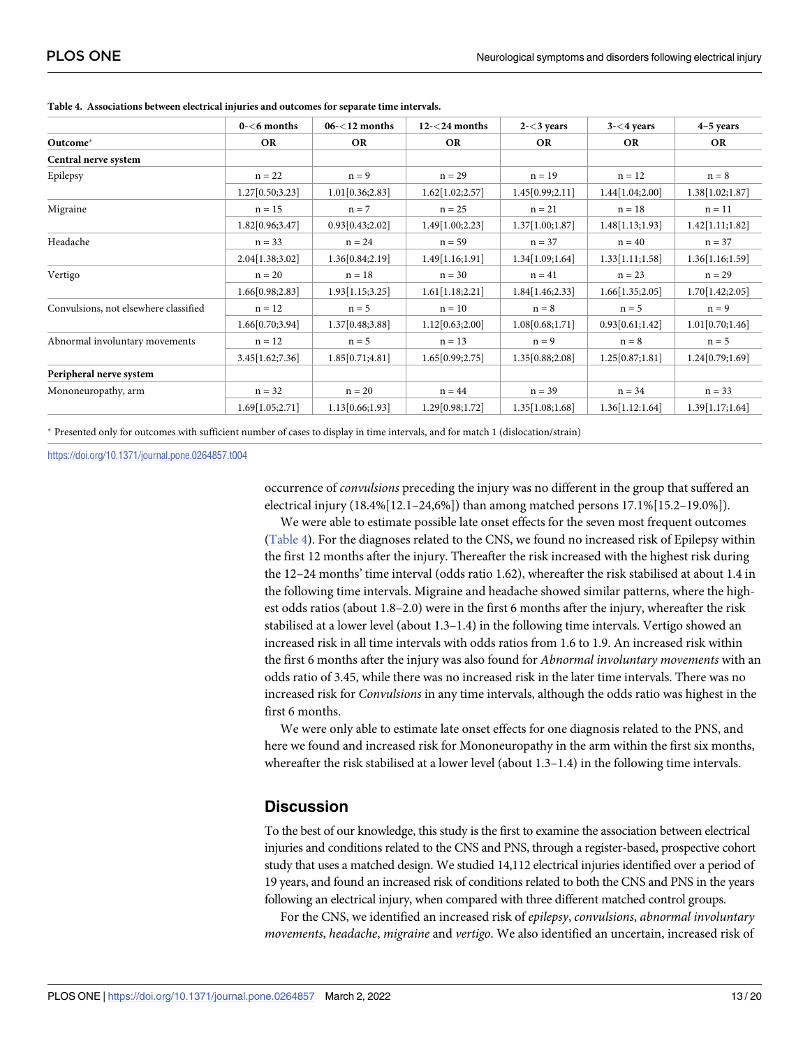**Table 4. Associations between electrical injuries and outcomes for separate time intervals.**

| | 0-<6 months | 06-<12 months | 12-<24 months | 2-<3 years | 3-<4 years | 4–5 years |
|---|---|---|---|---|---|---|
| **Outcome*** | **OR** | **OR** | **OR** | **OR** | **OR** | **OR** |
| **Central nerve system** | | | | | | |
| Epilepsy | n = 22 | n = 9 | n = 29 | n = 19 | n = 12 | n = 8 |
| | 1.27[0.50;3.23] | 1.01[0.36;2.83] | 1.62[1.02;2.57] | 1.45[0.99;2.11] | 1.44[1.04;2.00] | 1.38[1.02;1.87] |
| Migraine | n = 15 | n = 7 | n = 25 | n = 21 | n = 18 | n = 11 |
| | 1.82[0.96;3.47] | 0.93[0.43;2.02] | 1.49[1.00;2.23] | 1.37[1.00;1.87] | 1.48[1.13;1.93] | 1.42[1.11;1.82] |
| Headache | n = 33 | n = 24 | n = 59 | n = 37 | n = 40 | n = 37 |
| | 2.04[1.38;3.02] | 1.36[0.84;2.19] | 1.49[1.16;1.91] | 1.34[1.09;1.64] | 1.33[1.11;1.58] | 1.36[1.16;1.59] |
| Vertigo | n = 20 | n = 18 | n = 30 | n = 41 | n = 23 | n = 29 |
| | 1.66[0.98;2.83] | 1.93[1.15;3.25] | 1.61[1.18;2.21] | 1.84[1.46;2.33] | 1.66[1.35;2.05] | 1.70[1.42;2.05] |
| Convulsions, not elsewhere classified | n = 12 | n = 5 | n = 10 | n = 8 | n = 5 | n = 9 |
| | 1.66[0.70;3.94] | 1.37[0.48;3.88] | 1.12[0.63;2.00] | 1.08[0.68;1.71] | 0.93[0.61;1.42] | 1.01[0.70;1.46] |
| Abnormal involuntary movements | n = 12 | n = 5 | n = 13 | n = 9 | n = 8 | n = 5 |
| | 3.45[1.62;7.36] | 1.85[0.71;4.81] | 1.65[0.99;2.75] | 1.35[0.88;2.08] | 1.25[0.87;1.81] | 1.24[0.79;1.69] |
| **Peripheral nerve system** | | | | | | |
| Mononeuropathy, arm | n = 32 | n = 20 | n = 44 | n = 39 | n = 34 | n = 33 |
| | 1.69[1.05;2.71] | 1.13[0.66;1.93] | 1.29[0.98;1.72] | 1.35[1.08;1.68] | 1.36[1.12:1.64] | 1.39[1.17;1.64] |

* Presented only for outcomes with sufficient number of cases to display in time intervals, and for match 1 (dislocation/strain)

https://doi.org/10.1371/journal.pone.0264857.t004

occurrence of *convulsions* preceding the injury was no different in the group that suffered an electrical injury (18.4%[12.1–24,6%]) than among matched persons 17.1%[15.2–19.0%]).

We were able to estimate possible late onset effects for the seven most frequent outcomes (Table 4). For the diagnoses related to the CNS, we found no increased risk of Epilepsy within the first 12 months after the injury. Thereafter the risk increased with the highest risk during the 12–24 months' time interval (odds ratio 1.62), whereafter the risk stabilised at about 1.4 in the following time intervals. Migraine and headache showed similar patterns, where the highest odds ratios (about 1.8–2.0) were in the first 6 months after the injury, whereafter the risk stabilised at a lower level (about 1.3–1.4) in the following time intervals. Vertigo showed an increased risk in all time intervals with odds ratios from 1.6 to 1.9. An increased risk within the first 6 months after the injury was also found for *Abnormal involuntary movements* with an odds ratio of 3.45, while there was no increased risk in the later time intervals. There was no increased risk for *Convulsions* in any time intervals, although the odds ratio was highest in the first 6 months.

We were only able to estimate late onset effects for one diagnosis related to the PNS, and here we found and increased risk for Mononeuropathy in the arm within the first six months, whereafter the risk stabilised at a lower level (about 1.3–1.4) in the following time intervals.

## Discussion

To the best of our knowledge, this study is the first to examine the association between electrical injuries and conditions related to the CNS and PNS, through a register-based, prospective cohort study that uses a matched design. We studied 14,112 electrical injuries identified over a period of 19 years, and found an increased risk of conditions related to both the CNS and PNS in the years following an electrical injury, when compared with three different matched control groups.

For the CNS, we identified an increased risk of *epilepsy*, *convulsions*, *abnormal involuntary movements*, *headache*, *migraine* and *vertigo*. We also identified an uncertain, increased risk of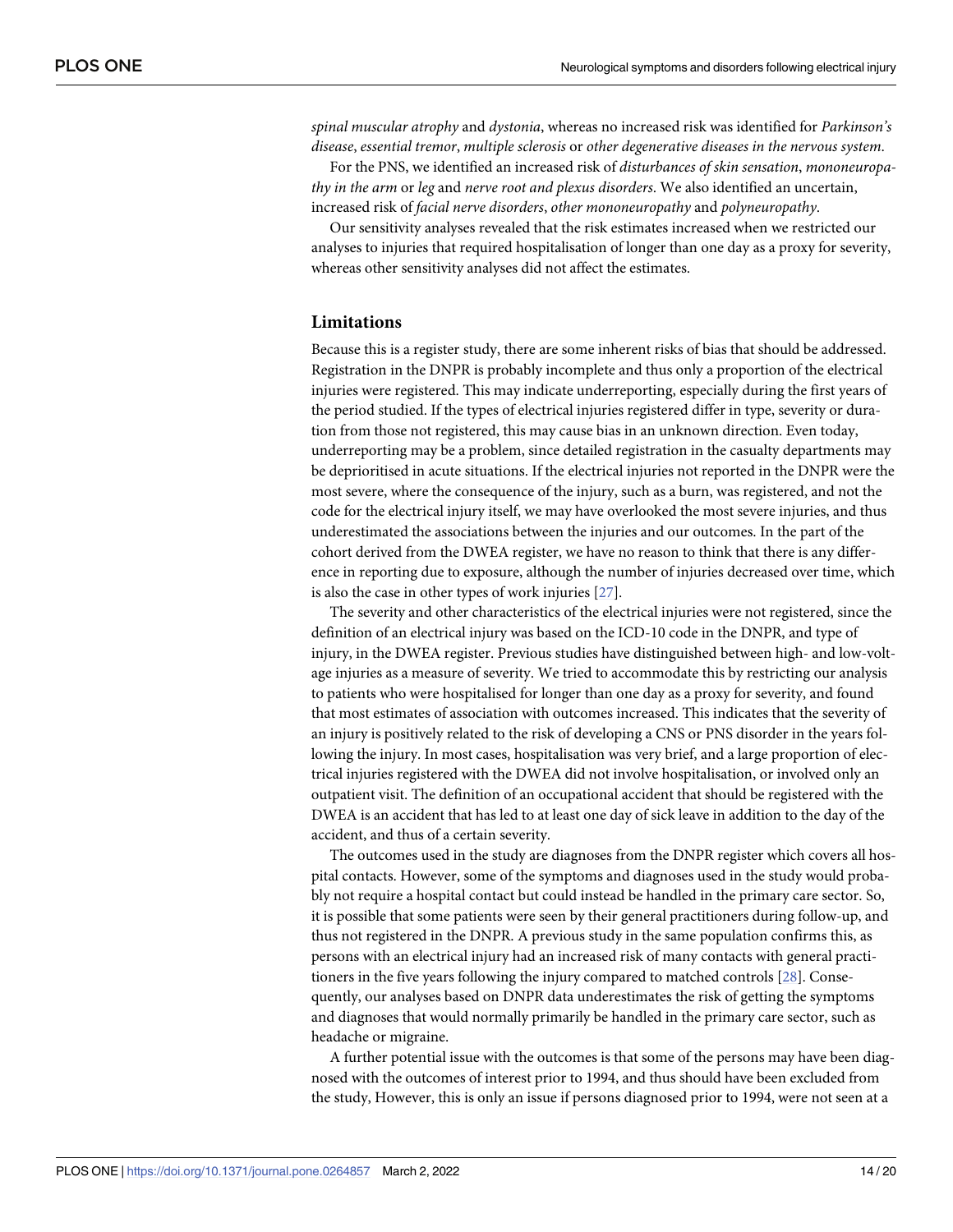*spinal muscular atrophy* and *dystonia*, whereas no increased risk was identified for *Parkinson's disease*, *essential tremor*, *multiple sclerosis* or *other degenerative diseases in the nervous system*.

For the PNS, we identified an increased risk of *disturbances of skin sensation*, *mononeuropathy in the arm* or *leg* and *nerve root and plexus disorders*. We also identified an uncertain, increased risk of *facial nerve disorders*, *other mononeuropathy* and *polyneuropathy*.

Our sensitivity analyses revealed that the risk estimates increased when we restricted our analyses to injuries that required hospitalisation of longer than one day as a proxy for severity, whereas other sensitivity analyses did not affect the estimates.

## Limitations

Because this is a register study, there are some inherent risks of bias that should be addressed. Registration in the DNPR is probably incomplete and thus only a proportion of the electrical injuries were registered. This may indicate underreporting, especially during the first years of the period studied. If the types of electrical injuries registered differ in type, severity or duration from those not registered, this may cause bias in an unknown direction. Even today, underreporting may be a problem, since detailed registration in the casualty departments may be deprioritised in acute situations. If the electrical injuries not reported in the DNPR were the most severe, where the consequence of the injury, such as a burn, was registered, and not the code for the electrical injury itself, we may have overlooked the most severe injuries, and thus underestimated the associations between the injuries and our outcomes. In the part of the cohort derived from the DWEA register, we have no reason to think that there is any difference in reporting due to exposure, although the number of injuries decreased over time, which is also the case in other types of work injuries [27].

The severity and other characteristics of the electrical injuries were not registered, since the definition of an electrical injury was based on the ICD-10 code in the DNPR, and type of injury, in the DWEA register. Previous studies have distinguished between high- and low-voltage injuries as a measure of severity. We tried to accommodate this by restricting our analysis to patients who were hospitalised for longer than one day as a proxy for severity, and found that most estimates of association with outcomes increased. This indicates that the severity of an injury is positively related to the risk of developing a CNS or PNS disorder in the years following the injury. In most cases, hospitalisation was very brief, and a large proportion of electrical injuries registered with the DWEA did not involve hospitalisation, or involved only an outpatient visit. The definition of an occupational accident that should be registered with the DWEA is an accident that has led to at least one day of sick leave in addition to the day of the accident, and thus of a certain severity.

The outcomes used in the study are diagnoses from the DNPR register which covers all hospital contacts. However, some of the symptoms and diagnoses used in the study would probably not require a hospital contact but could instead be handled in the primary care sector. So, it is possible that some patients were seen by their general practitioners during follow-up, and thus not registered in the DNPR. A previous study in the same population confirms this, as persons with an electrical injury had an increased risk of many contacts with general practitioners in the five years following the injury compared to matched controls [28]. Consequently, our analyses based on DNPR data underestimates the risk of getting the symptoms and diagnoses that would normally primarily be handled in the primary care sector, such as headache or migraine.

A further potential issue with the outcomes is that some of the persons may have been diagnosed with the outcomes of interest prior to 1994, and thus should have been excluded from the study, However, this is only an issue if persons diagnosed prior to 1994, were not seen at a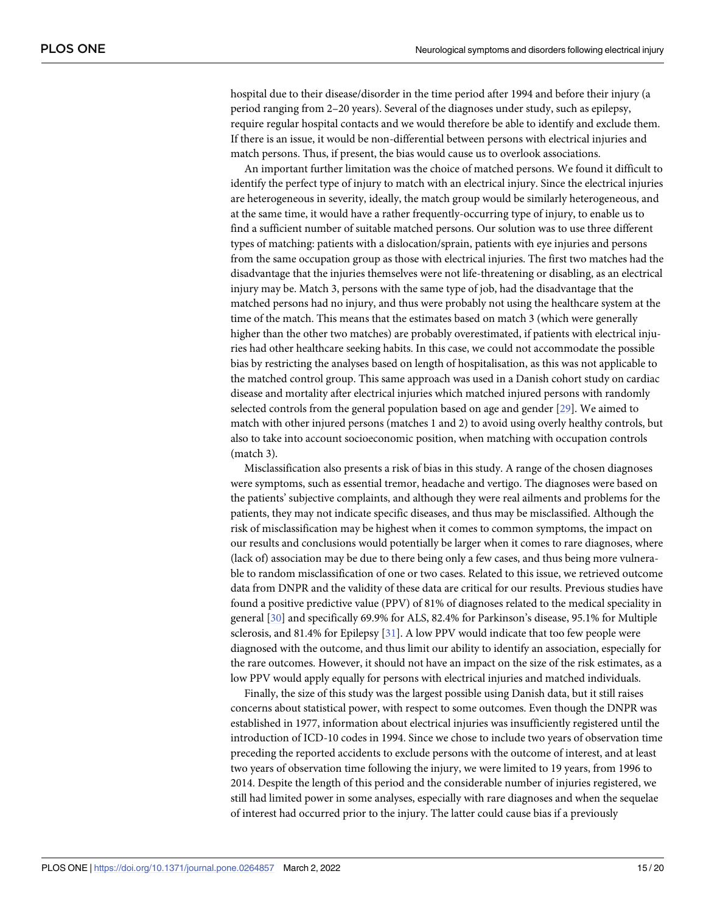hospital due to their disease/disorder in the time period after 1994 and before their injury (a period ranging from 2–20 years). Several of the diagnoses under study, such as epilepsy, require regular hospital contacts and we would therefore be able to identify and exclude them. If there is an issue, it would be non-differential between persons with electrical injuries and match persons. Thus, if present, the bias would cause us to overlook associations.

An important further limitation was the choice of matched persons. We found it difficult to identify the perfect type of injury to match with an electrical injury. Since the electrical injuries are heterogeneous in severity, ideally, the match group would be similarly heterogeneous, and at the same time, it would have a rather frequently-occurring type of injury, to enable us to find a sufficient number of suitable matched persons. Our solution was to use three different types of matching: patients with a dislocation/sprain, patients with eye injuries and persons from the same occupation group as those with electrical injuries. The first two matches had the disadvantage that the injuries themselves were not life-threatening or disabling, as an electrical injury may be. Match 3, persons with the same type of job, had the disadvantage that the matched persons had no injury, and thus were probably not using the healthcare system at the time of the match. This means that the estimates based on match 3 (which were generally higher than the other two matches) are probably overestimated, if patients with electrical injuries had other healthcare seeking habits. In this case, we could not accommodate the possible bias by restricting the analyses based on length of hospitalisation, as this was not applicable to the matched control group. This same approach was used in a Danish cohort study on cardiac disease and mortality after electrical injuries which matched injured persons with randomly selected controls from the general population based on age and gender [29]. We aimed to match with other injured persons (matches 1 and 2) to avoid using overly healthy controls, but also to take into account socioeconomic position, when matching with occupation controls (match 3).

Misclassification also presents a risk of bias in this study. A range of the chosen diagnoses were symptoms, such as essential tremor, headache and vertigo. The diagnoses were based on the patients' subjective complaints, and although they were real ailments and problems for the patients, they may not indicate specific diseases, and thus may be misclassified. Although the risk of misclassification may be highest when it comes to common symptoms, the impact on our results and conclusions would potentially be larger when it comes to rare diagnoses, where (lack of) association may be due to there being only a few cases, and thus being more vulnerable to random misclassification of one or two cases. Related to this issue, we retrieved outcome data from DNPR and the validity of these data are critical for our results. Previous studies have found a positive predictive value (PPV) of 81% of diagnoses related to the medical speciality in general [30] and specifically 69.9% for ALS, 82.4% for Parkinson's disease, 95.1% for Multiple sclerosis, and 81.4% for Epilepsy [31]. A low PPV would indicate that too few people were diagnosed with the outcome, and thus limit our ability to identify an association, especially for the rare outcomes. However, it should not have an impact on the size of the risk estimates, as a low PPV would apply equally for persons with electrical injuries and matched individuals.

Finally, the size of this study was the largest possible using Danish data, but it still raises concerns about statistical power, with respect to some outcomes. Even though the DNPR was established in 1977, information about electrical injuries was insufficiently registered until the introduction of ICD-10 codes in 1994. Since we chose to include two years of observation time preceding the reported accidents to exclude persons with the outcome of interest, and at least two years of observation time following the injury, we were limited to 19 years, from 1996 to 2014. Despite the length of this period and the considerable number of injuries registered, we still had limited power in some analyses, especially with rare diagnoses and when the sequelae of interest had occurred prior to the injury. The latter could cause bias if a previously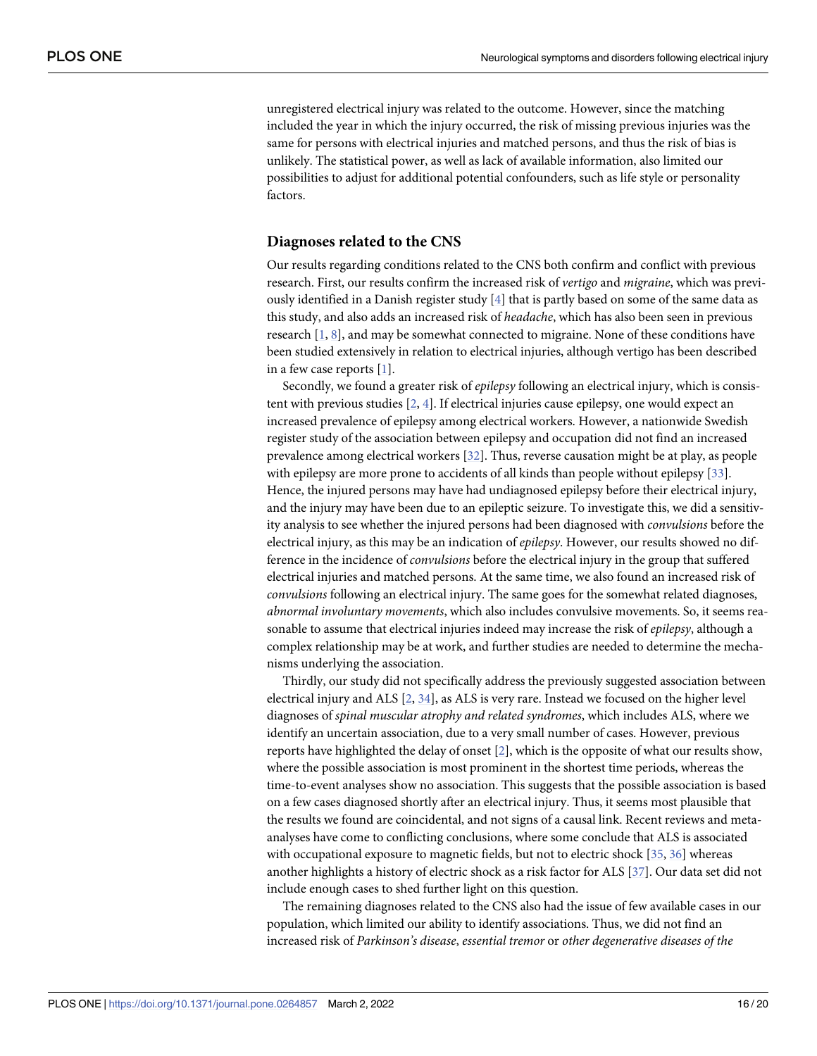unregistered electrical injury was related to the outcome. However, since the matching included the year in which the injury occurred, the risk of missing previous injuries was the same for persons with electrical injuries and matched persons, and thus the risk of bias is unlikely. The statistical power, as well as lack of available information, also limited our possibilities to adjust for additional potential confounders, such as life style or personality factors.

## Diagnoses related to the CNS

Our results regarding conditions related to the CNS both confirm and conflict with previous research. First, our results confirm the increased risk of *vertigo* and *migraine*, which was previously identified in a Danish register study [4] that is partly based on some of the same data as this study, and also adds an increased risk of *headache*, which has also been seen in previous research [1, 8], and may be somewhat connected to migraine. None of these conditions have been studied extensively in relation to electrical injuries, although vertigo has been described in a few case reports [1].

Secondly, we found a greater risk of *epilepsy* following an electrical injury, which is consistent with previous studies [2, 4]. If electrical injuries cause epilepsy, one would expect an increased prevalence of epilepsy among electrical workers. However, a nationwide Swedish register study of the association between epilepsy and occupation did not find an increased prevalence among electrical workers [32]. Thus, reverse causation might be at play, as people with epilepsy are more prone to accidents of all kinds than people without epilepsy [33]. Hence, the injured persons may have had undiagnosed epilepsy before their electrical injury, and the injury may have been due to an epileptic seizure. To investigate this, we did a sensitivity analysis to see whether the injured persons had been diagnosed with *convulsions* before the electrical injury, as this may be an indication of *epilepsy*. However, our results showed no difference in the incidence of *convulsions* before the electrical injury in the group that suffered electrical injuries and matched persons. At the same time, we also found an increased risk of *convulsions* following an electrical injury. The same goes for the somewhat related diagnoses, *abnormal involuntary movements*, which also includes convulsive movements. So, it seems reasonable to assume that electrical injuries indeed may increase the risk of *epilepsy*, although a complex relationship may be at work, and further studies are needed to determine the mechanisms underlying the association.

Thirdly, our study did not specifically address the previously suggested association between electrical injury and ALS [2, 34], as ALS is very rare. Instead we focused on the higher level diagnoses of *spinal muscular atrophy and related syndromes*, which includes ALS, where we identify an uncertain association, due to a very small number of cases. However, previous reports have highlighted the delay of onset [2], which is the opposite of what our results show, where the possible association is most prominent in the shortest time periods, whereas the time-to-event analyses show no association. This suggests that the possible association is based on a few cases diagnosed shortly after an electrical injury. Thus, it seems most plausible that the results we found are coincidental, and not signs of a causal link. Recent reviews and meta-analyses have come to conflicting conclusions, where some conclude that ALS is associated with occupational exposure to magnetic fields, but not to electric shock [35, 36] whereas another highlights a history of electric shock as a risk factor for ALS [37]. Our data set did not include enough cases to shed further light on this question.

The remaining diagnoses related to the CNS also had the issue of few available cases in our population, which limited our ability to identify associations. Thus, we did not find an increased risk of *Parkinson's disease*, *essential tremor* or *other degenerative diseases of the*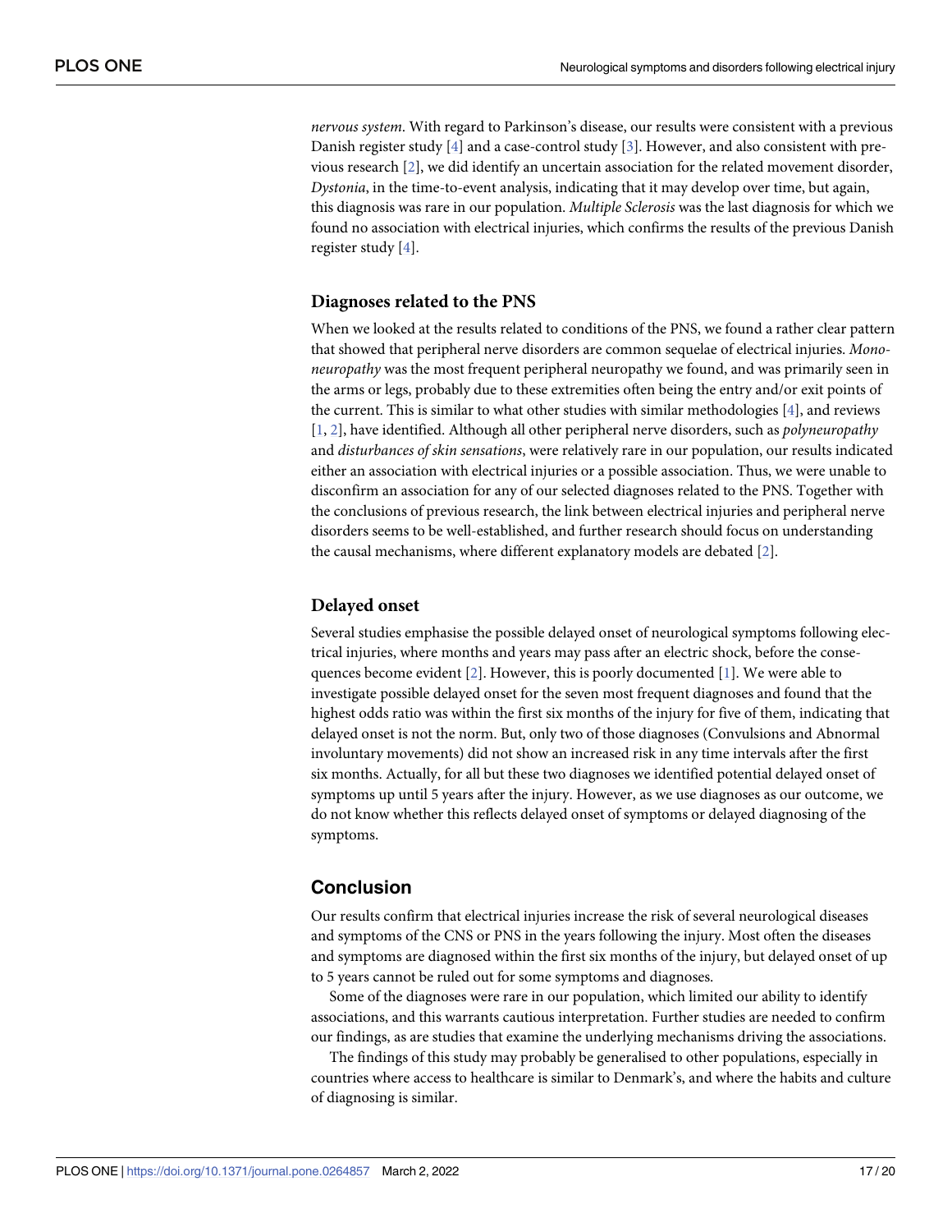*nervous system*. With regard to Parkinson's disease, our results were consistent with a previous Danish register study [4] and a case-control study [3]. However, and also consistent with previous research [2], we did identify an uncertain association for the related movement disorder, *Dystonia*, in the time-to-event analysis, indicating that it may develop over time, but again, this diagnosis was rare in our population. *Multiple Sclerosis* was the last diagnosis for which we found no association with electrical injuries, which confirms the results of the previous Danish register study [4].

### Diagnoses related to the PNS

When we looked at the results related to conditions of the PNS, we found a rather clear pattern that showed that peripheral nerve disorders are common sequelae of electrical injuries. *Mononeuropathy* was the most frequent peripheral neuropathy we found, and was primarily seen in the arms or legs, probably due to these extremities often being the entry and/or exit points of the current. This is similar to what other studies with similar methodologies [4], and reviews [1, 2], have identified. Although all other peripheral nerve disorders, such as *polyneuropathy* and *disturbances of skin sensations*, were relatively rare in our population, our results indicated either an association with electrical injuries or a possible association. Thus, we were unable to disconfirm an association for any of our selected diagnoses related to the PNS. Together with the conclusions of previous research, the link between electrical injuries and peripheral nerve disorders seems to be well-established, and further research should focus on understanding the causal mechanisms, where different explanatory models are debated [2].

### Delayed onset

Several studies emphasise the possible delayed onset of neurological symptoms following electrical injuries, where months and years may pass after an electric shock, before the consequences become evident [2]. However, this is poorly documented [1]. We were able to investigate possible delayed onset for the seven most frequent diagnoses and found that the highest odds ratio was within the first six months of the injury for five of them, indicating that delayed onset is not the norm. But, only two of those diagnoses (Convulsions and Abnormal involuntary movements) did not show an increased risk in any time intervals after the first six months. Actually, for all but these two diagnoses we identified potential delayed onset of symptoms up until 5 years after the injury. However, as we use diagnoses as our outcome, we do not know whether this reflects delayed onset of symptoms or delayed diagnosing of the symptoms.

## Conclusion

Our results confirm that electrical injuries increase the risk of several neurological diseases and symptoms of the CNS or PNS in the years following the injury. Most often the diseases and symptoms are diagnosed within the first six months of the injury, but delayed onset of up to 5 years cannot be ruled out for some symptoms and diagnoses.

Some of the diagnoses were rare in our population, which limited our ability to identify associations, and this warrants cautious interpretation. Further studies are needed to confirm our findings, as are studies that examine the underlying mechanisms driving the associations.

The findings of this study may probably be generalised to other populations, especially in countries where access to healthcare is similar to Denmark's, and where the habits and culture of diagnosing is similar.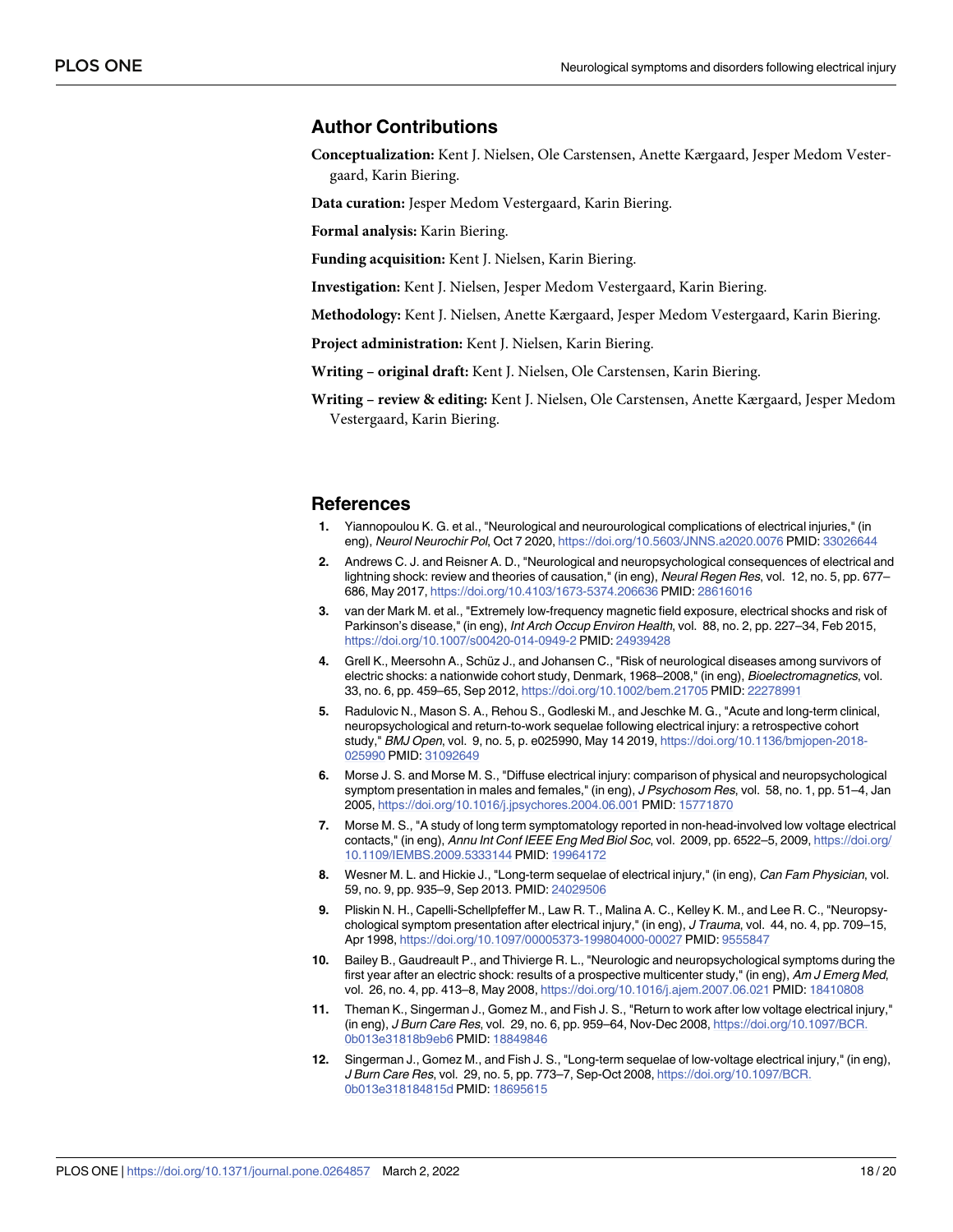## Author Contributions

**Conceptualization:** Kent J. Nielsen, Ole Carstensen, Anette Kærgaard, Jesper Medom Vestergaard, Karin Biering.

**Data curation:** Jesper Medom Vestergaard, Karin Biering.

**Formal analysis:** Karin Biering.

**Funding acquisition:** Kent J. Nielsen, Karin Biering.

**Investigation:** Kent J. Nielsen, Jesper Medom Vestergaard, Karin Biering.

**Methodology:** Kent J. Nielsen, Anette Kærgaard, Jesper Medom Vestergaard, Karin Biering.

**Project administration:** Kent J. Nielsen, Karin Biering.

**Writing – original draft:** Kent J. Nielsen, Ole Carstensen, Karin Biering.

**Writing – review & editing:** Kent J. Nielsen, Ole Carstensen, Anette Kærgaard, Jesper Medom Vestergaard, Karin Biering.

## References

1. Yiannopoulou K. G. et al., "Neurological and neurourological complications of electrical injuries," (in eng), *Neurol Neurochir Pol*, Oct 7 2020, https://doi.org/10.5603/JNNS.a2020.0076 PMID: 33026644
2. Andrews C. J. and Reisner A. D., "Neurological and neuropsychological consequences of electrical and lightning shock: review and theories of causation," (in eng), *Neural Regen Res*, vol. 12, no. 5, pp. 677–686, May 2017, https://doi.org/10.4103/1673-5374.206636 PMID: 28616016
3. van der Mark M. et al., "Extremely low-frequency magnetic field exposure, electrical shocks and risk of Parkinson's disease," (in eng), *Int Arch Occup Environ Health*, vol. 88, no. 2, pp. 227–34, Feb 2015, https://doi.org/10.1007/s00420-014-0949-2 PMID: 24939428
4. Grell K., Meersohn A., Schüz J., and Johansen C., "Risk of neurological diseases among survivors of electric shocks: a nationwide cohort study, Denmark, 1968–2008," (in eng), *Bioelectromagnetics*, vol. 33, no. 6, pp. 459–65, Sep 2012, https://doi.org/10.1002/bem.21705 PMID: 22278991
5. Radulovic N., Mason S. A., Rehou S., Godleski M., and Jeschke M. G., "Acute and long-term clinical, neuropsychological and return-to-work sequelae following electrical injury: a retrospective cohort study," *BMJ Open*, vol. 9, no. 5, p. e025990, May 14 2019, https://doi.org/10.1136/bmjopen-2018-025990 PMID: 31092649
6. Morse J. S. and Morse M. S., "Diffuse electrical injury: comparison of physical and neuropsychological symptom presentation in males and females," (in eng), *J Psychosom Res*, vol. 58, no. 1, pp. 51–4, Jan 2005, https://doi.org/10.1016/j.jpsychores.2004.06.001 PMID: 15771870
7. Morse M. S., "A study of long term symptomatology reported in non-head-involved low voltage electrical contacts," (in eng), *Annu Int Conf IEEE Eng Med Biol Soc*, vol. 2009, pp. 6522–5, 2009, https://doi.org/10.1109/IEMBS.2009.5333144 PMID: 19964172
8. Wesner M. L. and Hickie J., "Long-term sequelae of electrical injury," (in eng), *Can Fam Physician*, vol. 59, no. 9, pp. 935–9, Sep 2013. PMID: 24029506
9. Pliskin N. H., Capelli-Schellpfeffer M., Law R. T., Malina A. C., Kelley K. M., and Lee R. C., "Neuropsychological symptom presentation after electrical injury," (in eng), *J Trauma*, vol. 44, no. 4, pp. 709–15, Apr 1998, https://doi.org/10.1097/00005373-199804000-00027 PMID: 9555847
10. Bailey B., Gaudreault P., and Thivierge R. L., "Neurologic and neuropsychological symptoms during the first year after an electric shock: results of a prospective multicenter study," (in eng), *Am J Emerg Med*, vol. 26, no. 4, pp. 413–8, May 2008, https://doi.org/10.1016/j.ajem.2007.06.021 PMID: 18410808
11. Theman K., Singerman J., Gomez M., and Fish J. S., "Return to work after low voltage electrical injury," (in eng), *J Burn Care Res*, vol. 29, no. 6, pp. 959–64, Nov-Dec 2008, https://doi.org/10.1097/BCR.0b013e31818b9eb6 PMID: 18849846
12. Singerman J., Gomez M., and Fish J. S., "Long-term sequelae of low-voltage electrical injury," (in eng), *J Burn Care Res*, vol. 29, no. 5, pp. 773–7, Sep-Oct 2008, https://doi.org/10.1097/BCR.0b013e318184815d PMID: 18695615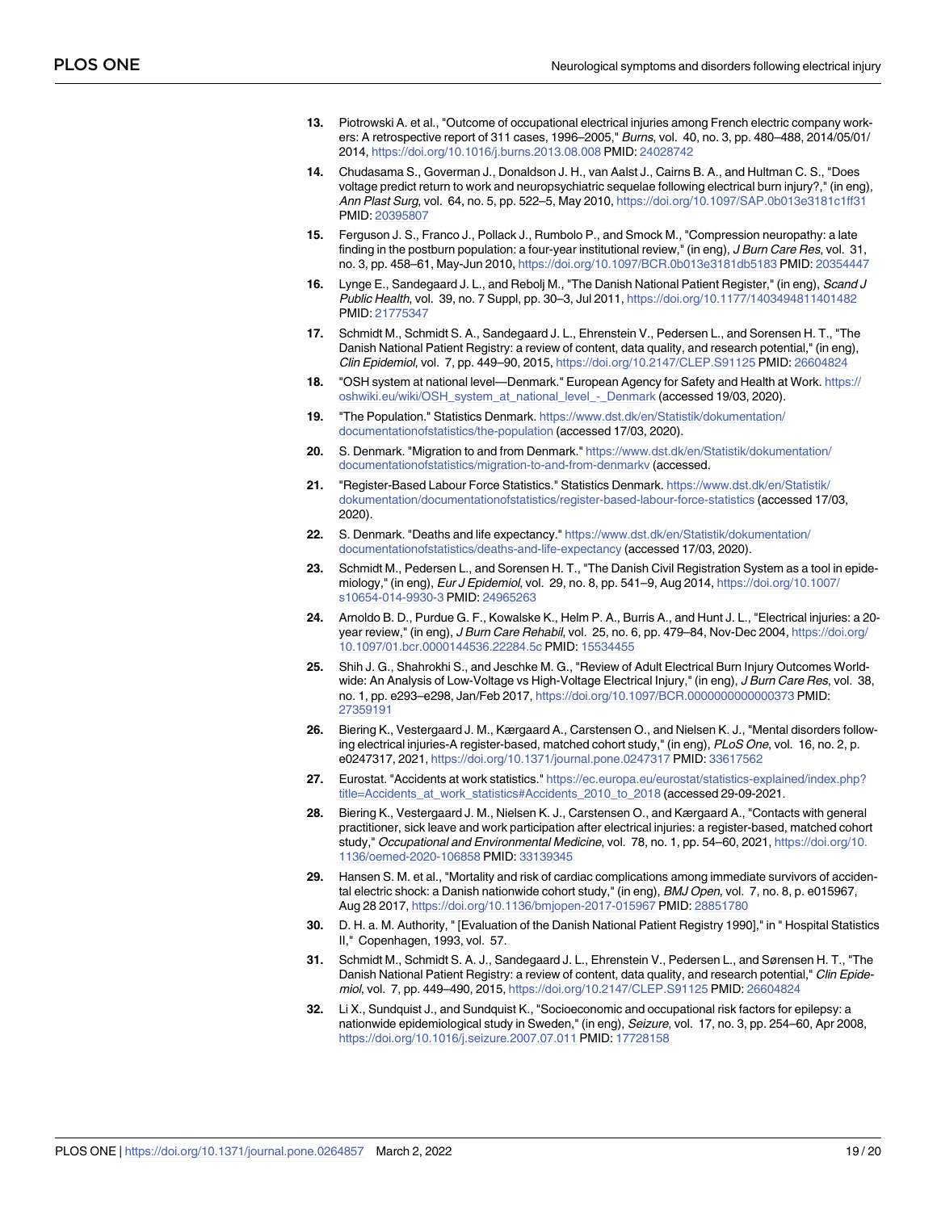13. Piotrowski A. et al., "Outcome of occupational electrical injuries among French electric company workers: A retrospective report of 311 cases, 1996–2005," *Burns*, vol. 40, no. 3, pp. 480–488, 2014/05/01/ 2014, https://doi.org/10.1016/j.burns.2013.08.008 PMID: 24028742

14. Chudasama S., Goverman J., Donaldson J. H., van Aalst J., Cairns B. A., and Hultman C. S., "Does voltage predict return to work and neuropsychiatric sequelae following electrical burn injury?," (in eng), *Ann Plast Surg*, vol. 64, no. 5, pp. 522–5, May 2010, https://doi.org/10.1097/SAP.0b013e3181c1ff31 PMID: 20395807

15. Ferguson J. S., Franco J., Pollack J., Rumbolo P., and Smock M., "Compression neuropathy: a late finding in the postburn population: a four-year institutional review," (in eng), *J Burn Care Res*, vol. 31, no. 3, pp. 458–61, May-Jun 2010, https://doi.org/10.1097/BCR.0b013e3181db5183 PMID: 20354447

16. Lynge E., Sandegaard J. L., and Rebolj M., "The Danish National Patient Register," (in eng), *Scand J Public Health*, vol. 39, no. 7 Suppl, pp. 30–3, Jul 2011, https://doi.org/10.1177/1403494811401482 PMID: 21775347

17. Schmidt M., Schmidt S. A., Sandegaard J. L., Ehrenstein V., Pedersen L., and Sorensen H. T., "The Danish National Patient Registry: a review of content, data quality, and research potential," (in eng), *Clin Epidemiol*, vol. 7, pp. 449–90, 2015, https://doi.org/10.2147/CLEP.S91125 PMID: 26604824

18. "OSH system at national level—Denmark." European Agency for Safety and Health at Work. https://oshwiki.eu/wiki/OSH_system_at_national_level_-_Denmark (accessed 19/03, 2020).

19. "The Population." Statistics Denmark. https://www.dst.dk/en/Statistik/dokumentation/documentationofstatistics/the-population (accessed 17/03, 2020).

20. S. Denmark. "Migration to and from Denmark." https://www.dst.dk/en/Statistik/dokumentation/documentationofstatistics/migration-to-and-from-denmarkv (accessed.

21. "Register-Based Labour Force Statistics." Statistics Denmark. https://www.dst.dk/en/Statistik/dokumentation/documentationofstatistics/register-based-labour-force-statistics (accessed 17/03, 2020).

22. S. Denmark. "Deaths and life expectancy." https://www.dst.dk/en/Statistik/dokumentation/documentationofstatistics/deaths-and-life-expectancy (accessed 17/03, 2020).

23. Schmidt M., Pedersen L., and Sorensen H. T., "The Danish Civil Registration System as a tool in epidemiology," (in eng), *Eur J Epidemiol*, vol. 29, no. 8, pp. 541–9, Aug 2014, https://doi.org/10.1007/s10654-014-9930-3 PMID: 24965263

24. Arnoldo B. D., Purdue G. F., Kowalske K., Helm P. A., Burris A., and Hunt J. L., "Electrical injuries: a 20-year review," (in eng), *J Burn Care Rehabil*, vol. 25, no. 6, pp. 479–84, Nov-Dec 2004, https://doi.org/10.1097/01.bcr.0000144536.22284.5c PMID: 15534455

25. Shih J. G., Shahrokhi S., and Jeschke M. G., "Review of Adult Electrical Burn Injury Outcomes Worldwide: An Analysis of Low-Voltage vs High-Voltage Electrical Injury," (in eng), *J Burn Care Res*, vol. 38, no. 1, pp. e293–e298, Jan/Feb 2017, https://doi.org/10.1097/BCR.0000000000000373 PMID: 27359191

26. Biering K., Vestergaard J. M., Kærgaard A., Carstensen O., and Nielsen K. J., "Mental disorders following electrical injuries-A register-based, matched cohort study," (in eng), *PLoS One*, vol. 16, no. 2, p. e0247317, 2021, https://doi.org/10.1371/journal.pone.0247317 PMID: 33617562

27. Eurostat. "Accidents at work statistics." https://ec.europa.eu/eurostat/statistics-explained/index.php?title=Accidents_at_work_statistics#Accidents_2010_to_2018 (accessed 29-09-2021.

28. Biering K., Vestergaard J. M., Nielsen K. J., Carstensen O., and Kærgaard A., "Contacts with general practitioner, sick leave and work participation after electrical injuries: a register-based, matched cohort study," *Occupational and Environmental Medicine*, vol. 78, no. 1, pp. 54–60, 2021, https://doi.org/10.1136/oemed-2020-106858 PMID: 33139345

29. Hansen S. M. et al., "Mortality and risk of cardiac complications among immediate survivors of accidental electric shock: a Danish nationwide cohort study," (in eng), *BMJ Open*, vol. 7, no. 8, p. e015967, Aug 28 2017, https://doi.org/10.1136/bmjopen-2017-015967 PMID: 28851780

30. D. H. a. M. Authority, " [Evaluation of the Danish National Patient Registry 1990]," in " Hospital Statistics II," Copenhagen, 1993, vol. 57.

31. Schmidt M., Schmidt S. A. J., Sandegaard J. L., Ehrenstein V., Pedersen L., and Sørensen H. T., "The Danish National Patient Registry: a review of content, data quality, and research potential," *Clin Epidemiol*, vol. 7, pp. 449–490, 2015, https://doi.org/10.2147/CLEP.S91125 PMID: 26604824

32. Li X., Sundquist J., and Sundquist K., "Socioeconomic and occupational risk factors for epilepsy: a nationwide epidemiological study in Sweden," (in eng), *Seizure*, vol. 17, no. 3, pp. 254–60, Apr 2008, https://doi.org/10.1016/j.seizure.2007.07.011 PMID: 17728158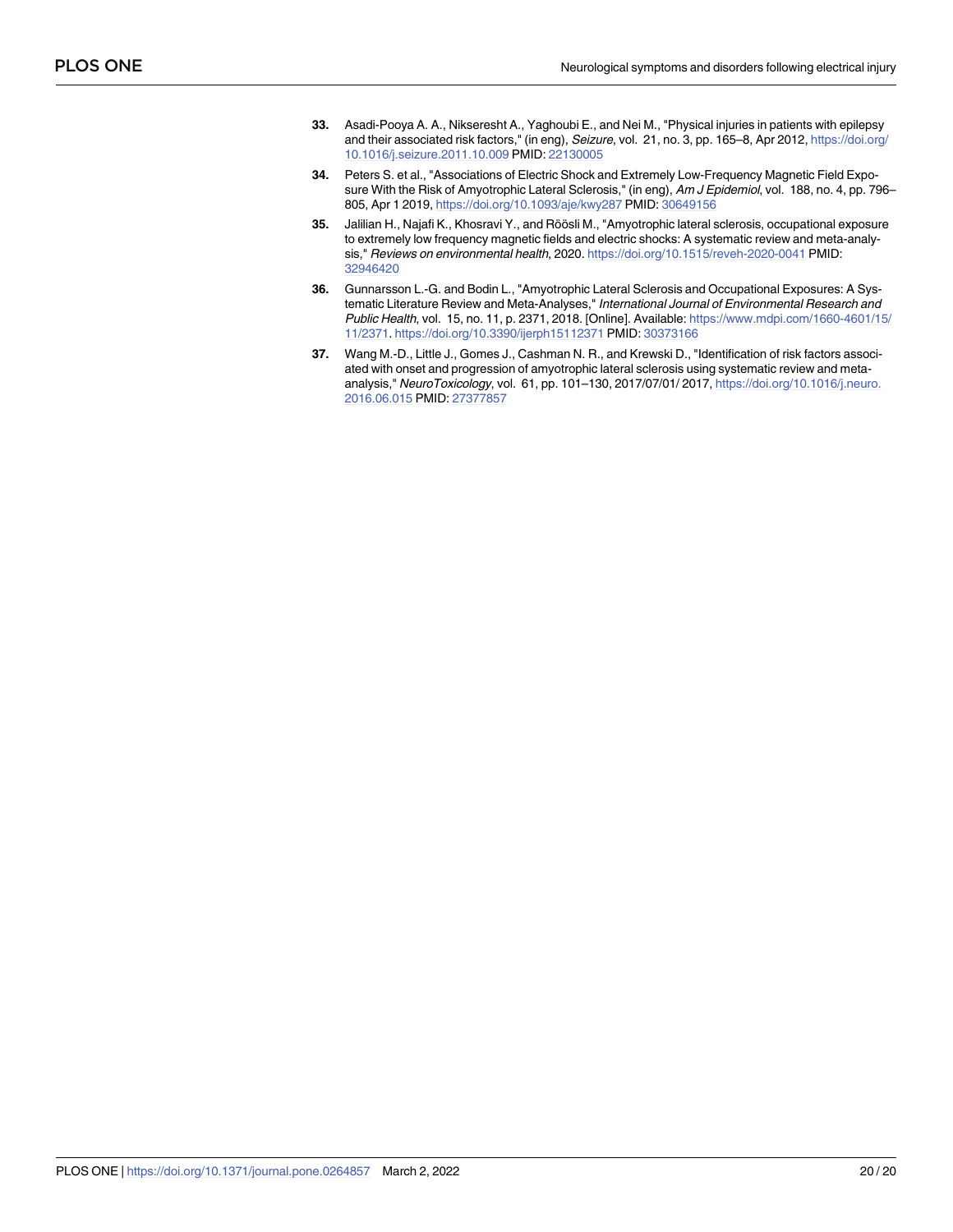33. Asadi-Pooya A. A., Nikseresht A., Yaghoubi E., and Nei M., "Physical injuries in patients with epilepsy and their associated risk factors," (in eng), *Seizure*, vol. 21, no. 3, pp. 165–8, Apr 2012, https://doi.org/10.1016/j.seizure.2011.10.009 PMID: 22130005

34. Peters S. et al., "Associations of Electric Shock and Extremely Low-Frequency Magnetic Field Exposure With the Risk of Amyotrophic Lateral Sclerosis," (in eng), *Am J Epidemiol*, vol. 188, no. 4, pp. 796–805, Apr 1 2019, https://doi.org/10.1093/aje/kwy287 PMID: 30649156

35. Jalilian H., Najafi K., Khosravi Y., and Röösli M., "Amyotrophic lateral sclerosis, occupational exposure to extremely low frequency magnetic fields and electric shocks: A systematic review and meta-analysis," *Reviews on environmental health*, 2020. https://doi.org/10.1515/reveh-2020-0041 PMID: 32946420

36. Gunnarsson L.-G. and Bodin L., "Amyotrophic Lateral Sclerosis and Occupational Exposures: A Systematic Literature Review and Meta-Analyses," *International Journal of Environmental Research and Public Health*, vol. 15, no. 11, p. 2371, 2018. [Online]. Available: https://www.mdpi.com/1660-4601/15/11/2371. https://doi.org/10.3390/ijerph15112371 PMID: 30373166

37. Wang M.-D., Little J., Gomes J., Cashman N. R., and Krewski D., "Identification of risk factors associated with onset and progression of amyotrophic lateral sclerosis using systematic review and meta-analysis," *NeuroToxicology*, vol. 61, pp. 101–130, 2017/07/01/ 2017, https://doi.org/10.1016/j.neuro.2016.06.015 PMID: 27377857